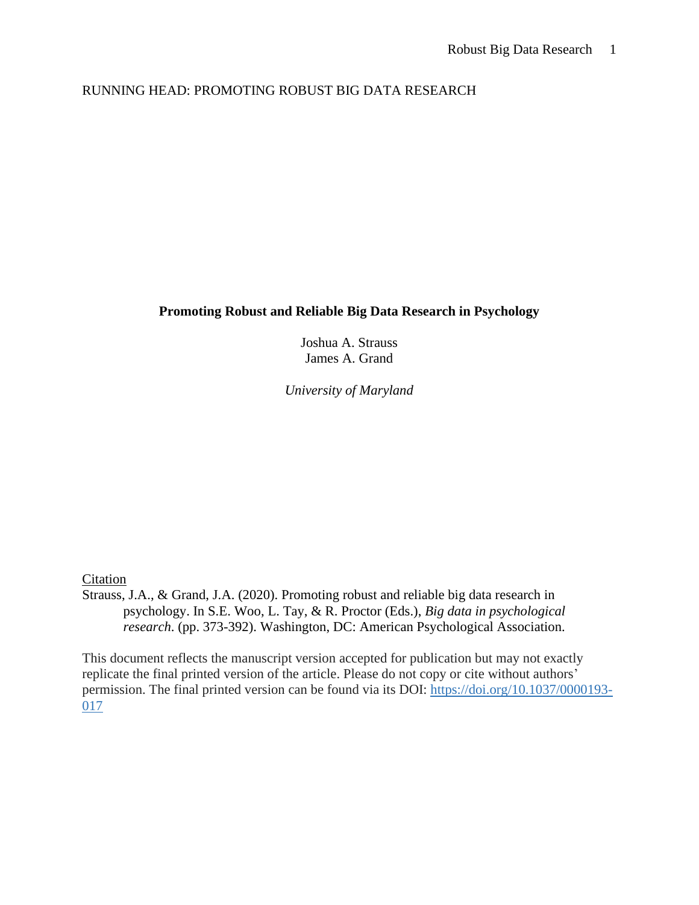RUNNING HEAD: PROMOTING ROBUST BIG DATA RESEARCH

# Promoting Robust and Reliable Big Data Research in Psychology

Joshua A. Strauss
James A. Grand

*University of Maryland*

Citation

Strauss, J.A., & Grand, J.A. (2020). Promoting robust and reliable big data research in psychology. In S.E. Woo, L. Tay, & R. Proctor (Eds.), *Big data in psychological research.* (pp. 373-392). Washington, DC: American Psychological Association.

This document reflects the manuscript version accepted for publication but may not exactly replicate the final printed version of the article. Please do not copy or cite without authors' permission. The final printed version can be found via its DOI: https://doi.org/10.1037/0000193-017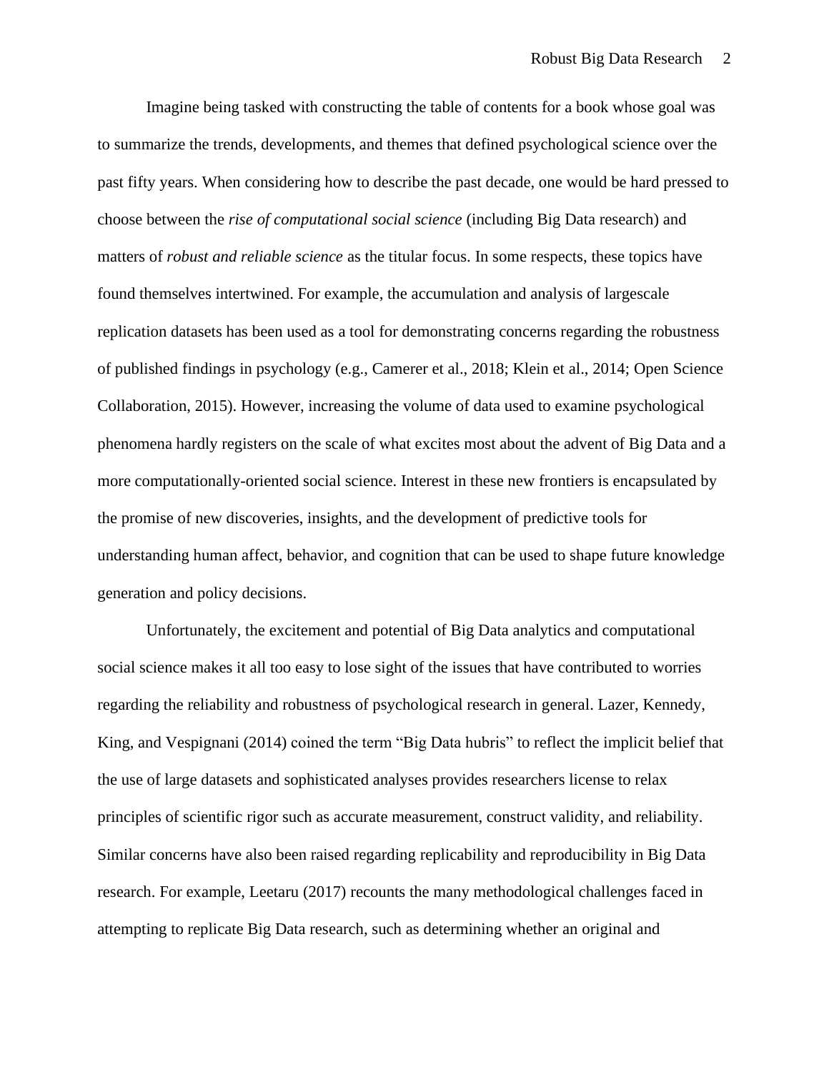Imagine being tasked with constructing the table of contents for a book whose goal was to summarize the trends, developments, and themes that defined psychological science over the past fifty years. When considering how to describe the past decade, one would be hard pressed to choose between the *rise of computational social science* (including Big Data research) and matters of *robust and reliable science* as the titular focus. In some respects, these topics have found themselves intertwined. For example, the accumulation and analysis of largescale replication datasets has been used as a tool for demonstrating concerns regarding the robustness of published findings in psychology (e.g., Camerer et al., 2018; Klein et al., 2014; Open Science Collaboration, 2015). However, increasing the volume of data used to examine psychological phenomena hardly registers on the scale of what excites most about the advent of Big Data and a more computationally-oriented social science. Interest in these new frontiers is encapsulated by the promise of new discoveries, insights, and the development of predictive tools for understanding human affect, behavior, and cognition that can be used to shape future knowledge generation and policy decisions.

Unfortunately, the excitement and potential of Big Data analytics and computational social science makes it all too easy to lose sight of the issues that have contributed to worries regarding the reliability and robustness of psychological research in general. Lazer, Kennedy, King, and Vespignani (2014) coined the term "Big Data hubris" to reflect the implicit belief that the use of large datasets and sophisticated analyses provides researchers license to relax principles of scientific rigor such as accurate measurement, construct validity, and reliability. Similar concerns have also been raised regarding replicability and reproducibility in Big Data research. For example, Leetaru (2017) recounts the many methodological challenges faced in attempting to replicate Big Data research, such as determining whether an original and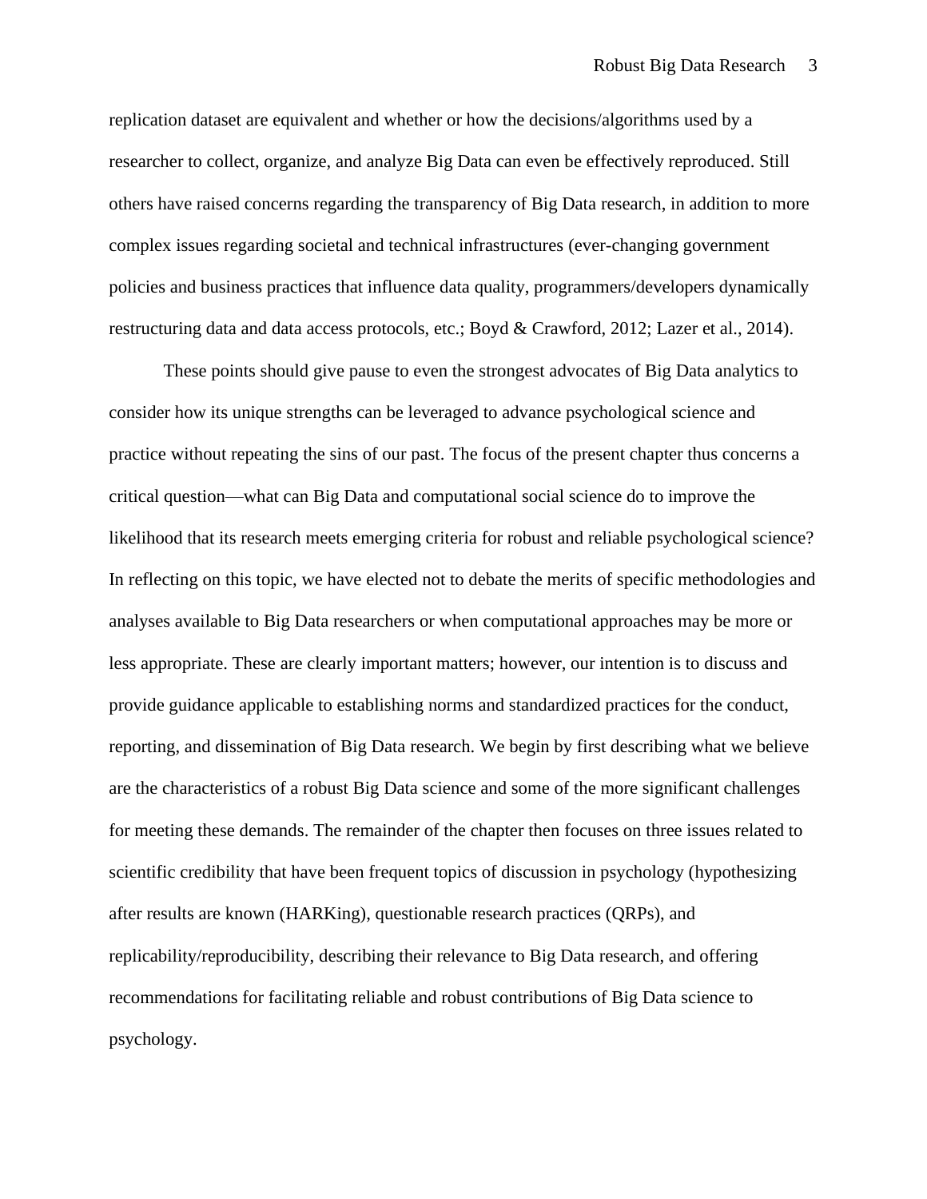replication dataset are equivalent and whether or how the decisions/algorithms used by a researcher to collect, organize, and analyze Big Data can even be effectively reproduced. Still others have raised concerns regarding the transparency of Big Data research, in addition to more complex issues regarding societal and technical infrastructures (ever-changing government policies and business practices that influence data quality, programmers/developers dynamically restructuring data and data access protocols, etc.; Boyd & Crawford, 2012; Lazer et al., 2014).

These points should give pause to even the strongest advocates of Big Data analytics to consider how its unique strengths can be leveraged to advance psychological science and practice without repeating the sins of our past. The focus of the present chapter thus concerns a critical question—what can Big Data and computational social science do to improve the likelihood that its research meets emerging criteria for robust and reliable psychological science? In reflecting on this topic, we have elected not to debate the merits of specific methodologies and analyses available to Big Data researchers or when computational approaches may be more or less appropriate. These are clearly important matters; however, our intention is to discuss and provide guidance applicable to establishing norms and standardized practices for the conduct, reporting, and dissemination of Big Data research. We begin by first describing what we believe are the characteristics of a robust Big Data science and some of the more significant challenges for meeting these demands. The remainder of the chapter then focuses on three issues related to scientific credibility that have been frequent topics of discussion in psychology (hypothesizing after results are known (HARKing), questionable research practices (QRPs), and replicability/reproducibility, describing their relevance to Big Data research, and offering recommendations for facilitating reliable and robust contributions of Big Data science to psychology.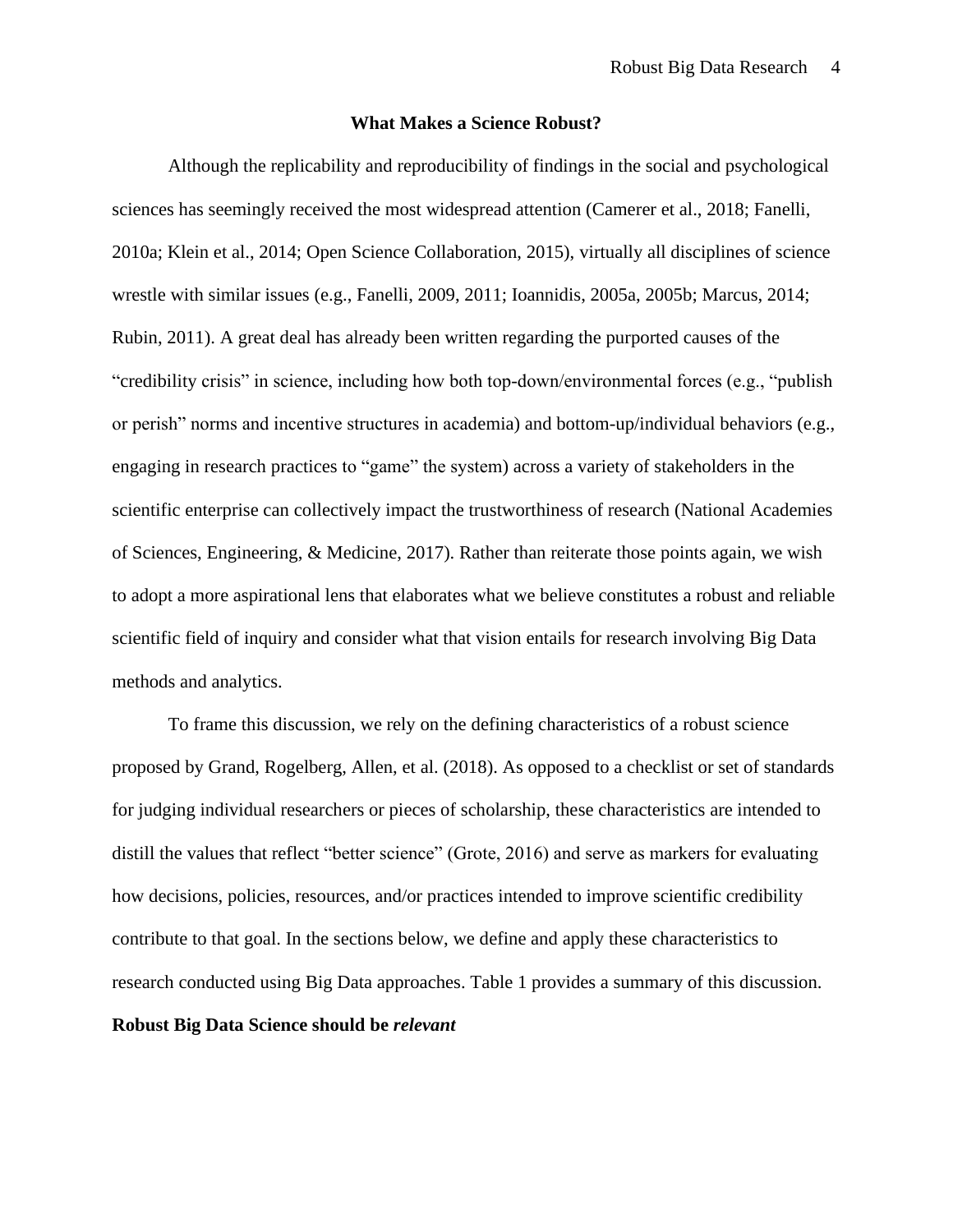## What Makes a Science Robust?

Although the replicability and reproducibility of findings in the social and psychological sciences has seemingly received the most widespread attention (Camerer et al., 2018; Fanelli, 2010a; Klein et al., 2014; Open Science Collaboration, 2015), virtually all disciplines of science wrestle with similar issues (e.g., Fanelli, 2009, 2011; Ioannidis, 2005a, 2005b; Marcus, 2014; Rubin, 2011). A great deal has already been written regarding the purported causes of the "credibility crisis" in science, including how both top-down/environmental forces (e.g., "publish or perish" norms and incentive structures in academia) and bottom-up/individual behaviors (e.g., engaging in research practices to "game" the system) across a variety of stakeholders in the scientific enterprise can collectively impact the trustworthiness of research (National Academies of Sciences, Engineering, & Medicine, 2017). Rather than reiterate those points again, we wish to adopt a more aspirational lens that elaborates what we believe constitutes a robust and reliable scientific field of inquiry and consider what that vision entails for research involving Big Data methods and analytics.

To frame this discussion, we rely on the defining characteristics of a robust science proposed by Grand, Rogelberg, Allen, et al. (2018). As opposed to a checklist or set of standards for judging individual researchers or pieces of scholarship, these characteristics are intended to distill the values that reflect "better science" (Grote, 2016) and serve as markers for evaluating how decisions, policies, resources, and/or practices intended to improve scientific credibility contribute to that goal. In the sections below, we define and apply these characteristics to research conducted using Big Data approaches. Table 1 provides a summary of this discussion.

### Robust Big Data Science should be *relevant*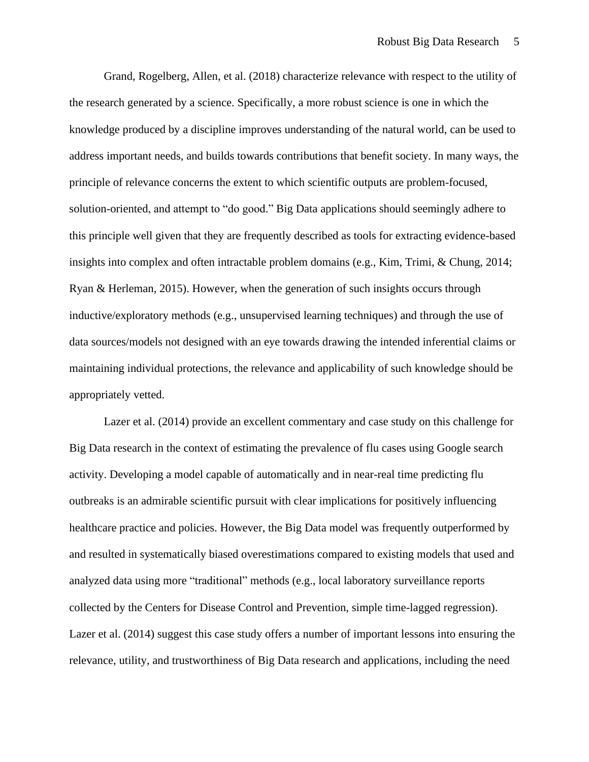Grand, Rogelberg, Allen, et al. (2018) characterize relevance with respect to the utility of the research generated by a science. Specifically, a more robust science is one in which the knowledge produced by a discipline improves understanding of the natural world, can be used to address important needs, and builds towards contributions that benefit society. In many ways, the principle of relevance concerns the extent to which scientific outputs are problem-focused, solution-oriented, and attempt to "do good." Big Data applications should seemingly adhere to this principle well given that they are frequently described as tools for extracting evidence-based insights into complex and often intractable problem domains (e.g., Kim, Trimi, & Chung, 2014; Ryan & Herleman, 2015). However, when the generation of such insights occurs through inductive/exploratory methods (e.g., unsupervised learning techniques) and through the use of data sources/models not designed with an eye towards drawing the intended inferential claims or maintaining individual protections, the relevance and applicability of such knowledge should be appropriately vetted.

Lazer et al. (2014) provide an excellent commentary and case study on this challenge for Big Data research in the context of estimating the prevalence of flu cases using Google search activity. Developing a model capable of automatically and in near-real time predicting flu outbreaks is an admirable scientific pursuit with clear implications for positively influencing healthcare practice and policies. However, the Big Data model was frequently outperformed by and resulted in systematically biased overestimations compared to existing models that used and analyzed data using more "traditional" methods (e.g., local laboratory surveillance reports collected by the Centers for Disease Control and Prevention, simple time-lagged regression). Lazer et al. (2014) suggest this case study offers a number of important lessons into ensuring the relevance, utility, and trustworthiness of Big Data research and applications, including the need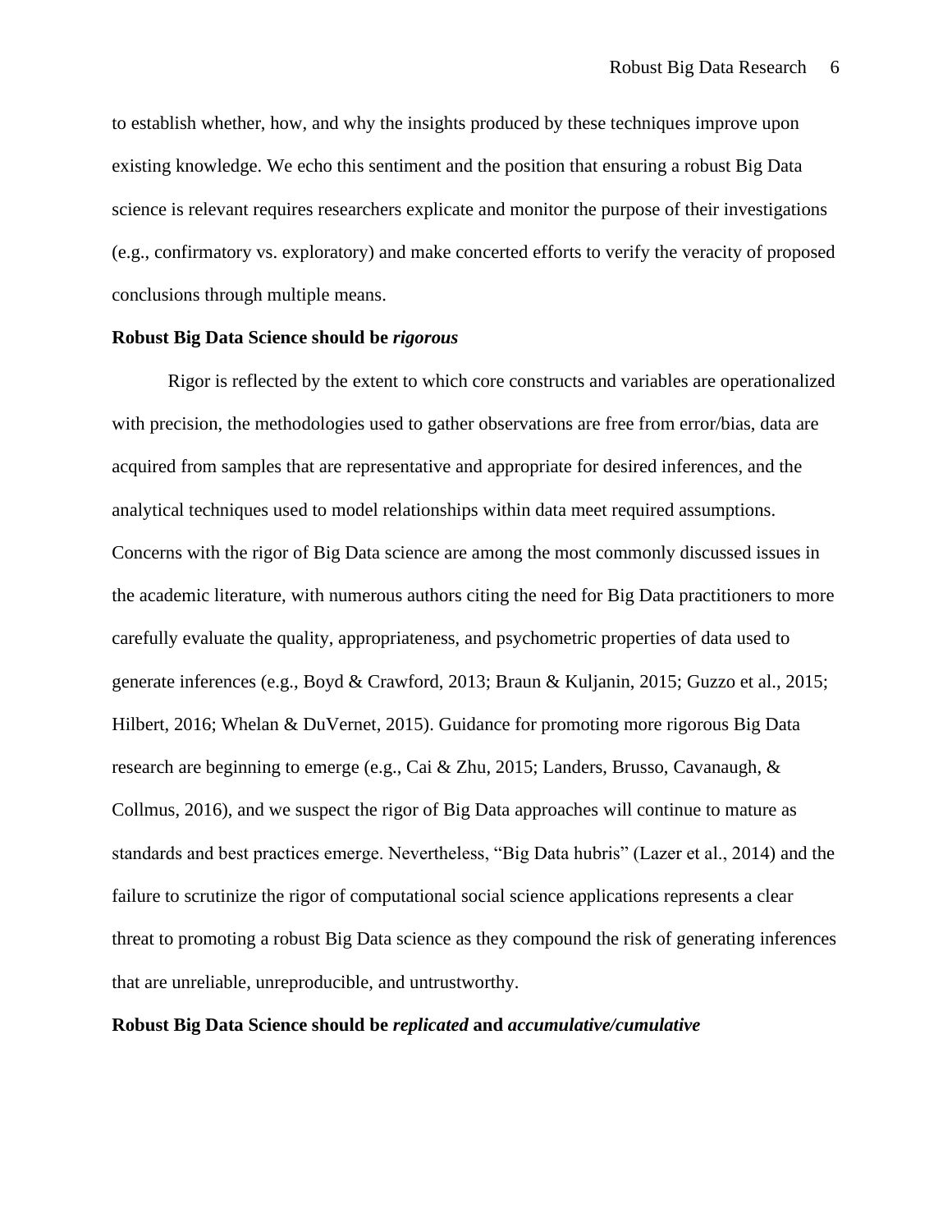to establish whether, how, and why the insights produced by these techniques improve upon existing knowledge. We echo this sentiment and the position that ensuring a robust Big Data science is relevant requires researchers explicate and monitor the purpose of their investigations (e.g., confirmatory vs. exploratory) and make concerted efforts to verify the veracity of proposed conclusions through multiple means.

**Robust Big Data Science should be *rigorous***

Rigor is reflected by the extent to which core constructs and variables are operationalized with precision, the methodologies used to gather observations are free from error/bias, data are acquired from samples that are representative and appropriate for desired inferences, and the analytical techniques used to model relationships within data meet required assumptions. Concerns with the rigor of Big Data science are among the most commonly discussed issues in the academic literature, with numerous authors citing the need for Big Data practitioners to more carefully evaluate the quality, appropriateness, and psychometric properties of data used to generate inferences (e.g., Boyd & Crawford, 2013; Braun & Kuljanin, 2015; Guzzo et al., 2015; Hilbert, 2016; Whelan & DuVernet, 2015). Guidance for promoting more rigorous Big Data research are beginning to emerge (e.g., Cai & Zhu, 2015; Landers, Brusso, Cavanaugh, & Collmus, 2016), and we suspect the rigor of Big Data approaches will continue to mature as standards and best practices emerge. Nevertheless, "Big Data hubris" (Lazer et al., 2014) and the failure to scrutinize the rigor of computational social science applications represents a clear threat to promoting a robust Big Data science as they compound the risk of generating inferences that are unreliable, unreproducible, and untrustworthy.

**Robust Big Data Science should be *replicated* and *accumulative/cumulative***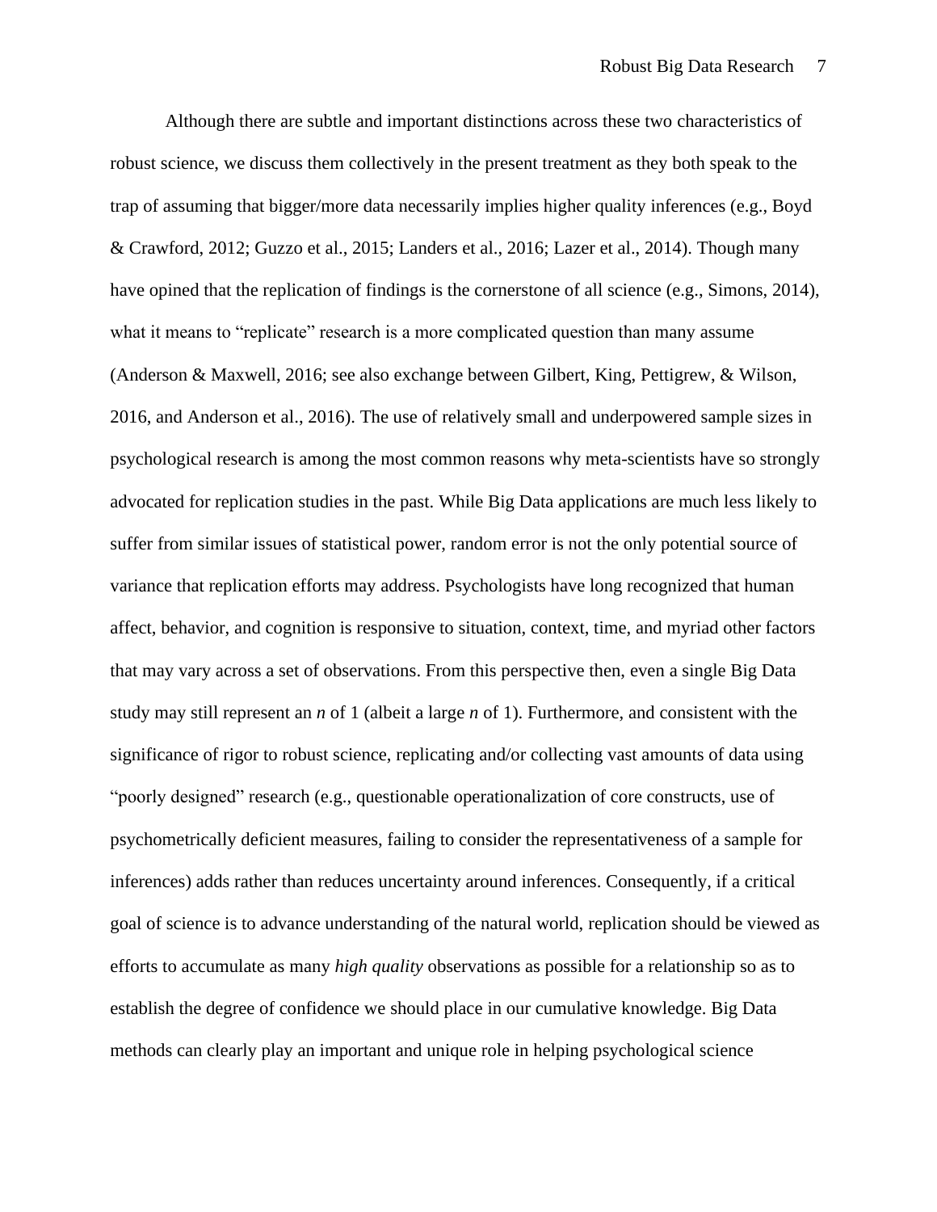Although there are subtle and important distinctions across these two characteristics of robust science, we discuss them collectively in the present treatment as they both speak to the trap of assuming that bigger/more data necessarily implies higher quality inferences (e.g., Boyd & Crawford, 2012; Guzzo et al., 2015; Landers et al., 2016; Lazer et al., 2014). Though many have opined that the replication of findings is the cornerstone of all science (e.g., Simons, 2014), what it means to "replicate" research is a more complicated question than many assume (Anderson & Maxwell, 2016; see also exchange between Gilbert, King, Pettigrew, & Wilson, 2016, and Anderson et al., 2016). The use of relatively small and underpowered sample sizes in psychological research is among the most common reasons why meta-scientists have so strongly advocated for replication studies in the past. While Big Data applications are much less likely to suffer from similar issues of statistical power, random error is not the only potential source of variance that replication efforts may address. Psychologists have long recognized that human affect, behavior, and cognition is responsive to situation, context, time, and myriad other factors that may vary across a set of observations. From this perspective then, even a single Big Data study may still represent an *n* of 1 (albeit a large *n* of 1). Furthermore, and consistent with the significance of rigor to robust science, replicating and/or collecting vast amounts of data using "poorly designed" research (e.g., questionable operationalization of core constructs, use of psychometrically deficient measures, failing to consider the representativeness of a sample for inferences) adds rather than reduces uncertainty around inferences. Consequently, if a critical goal of science is to advance understanding of the natural world, replication should be viewed as efforts to accumulate as many *high quality* observations as possible for a relationship so as to establish the degree of confidence we should place in our cumulative knowledge. Big Data methods can clearly play an important and unique role in helping psychological science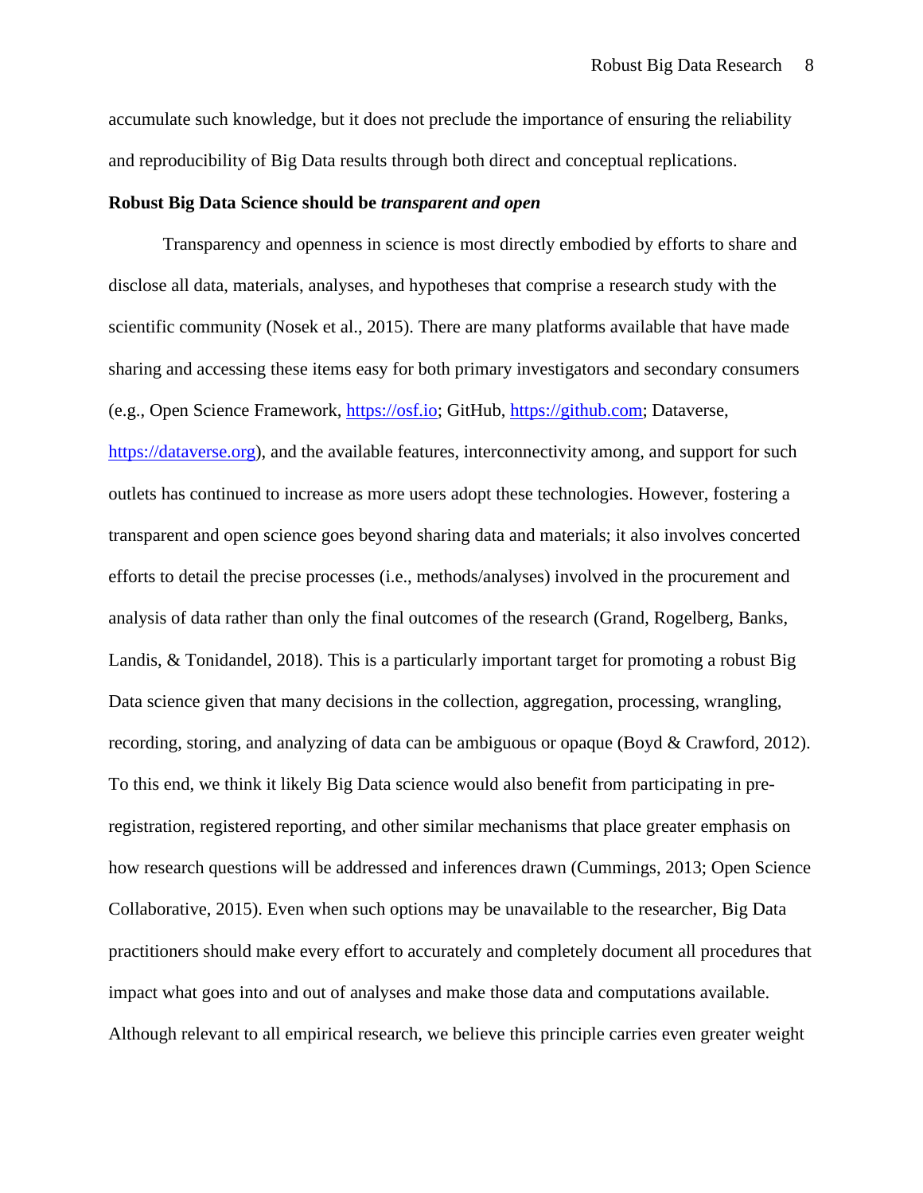accumulate such knowledge, but it does not preclude the importance of ensuring the reliability and reproducibility of Big Data results through both direct and conceptual replications.

**Robust Big Data Science should be *transparent and open***

Transparency and openness in science is most directly embodied by efforts to share and disclose all data, materials, analyses, and hypotheses that comprise a research study with the scientific community (Nosek et al., 2015). There are many platforms available that have made sharing and accessing these items easy for both primary investigators and secondary consumers (e.g., Open Science Framework, https://osf.io; GitHub, https://github.com; Dataverse, https://dataverse.org), and the available features, interconnectivity among, and support for such outlets has continued to increase as more users adopt these technologies. However, fostering a transparent and open science goes beyond sharing data and materials; it also involves concerted efforts to detail the precise processes (i.e., methods/analyses) involved in the procurement and analysis of data rather than only the final outcomes of the research (Grand, Rogelberg, Banks, Landis, & Tonidandel, 2018). This is a particularly important target for promoting a robust Big Data science given that many decisions in the collection, aggregation, processing, wrangling, recording, storing, and analyzing of data can be ambiguous or opaque (Boyd & Crawford, 2012). To this end, we think it likely Big Data science would also benefit from participating in pre-registration, registered reporting, and other similar mechanisms that place greater emphasis on how research questions will be addressed and inferences drawn (Cummings, 2013; Open Science Collaborative, 2015). Even when such options may be unavailable to the researcher, Big Data practitioners should make every effort to accurately and completely document all procedures that impact what goes into and out of analyses and make those data and computations available. Although relevant to all empirical research, we believe this principle carries even greater weight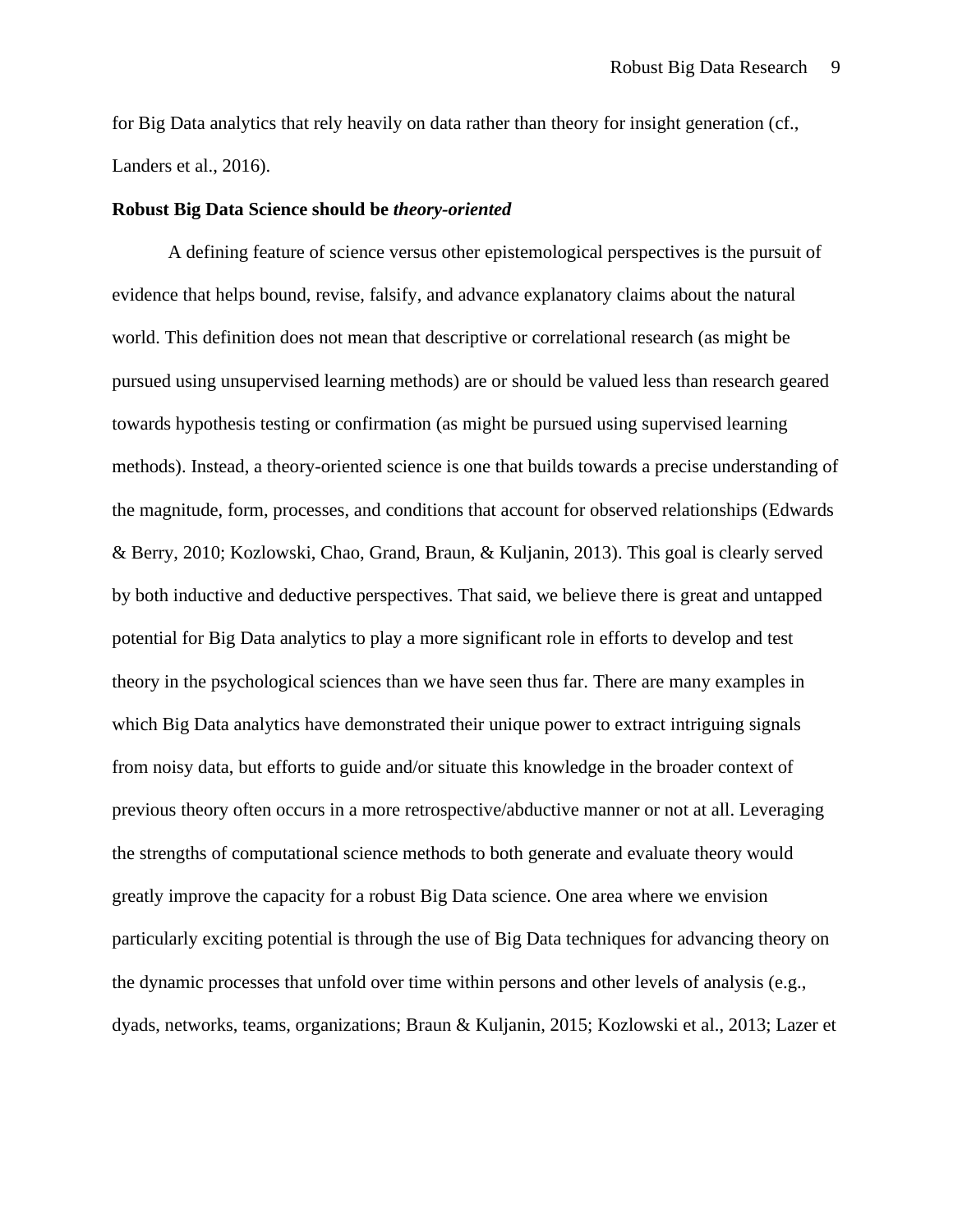for Big Data analytics that rely heavily on data rather than theory for insight generation (cf., Landers et al., 2016).

**Robust Big Data Science should be *theory-oriented***

A defining feature of science versus other epistemological perspectives is the pursuit of evidence that helps bound, revise, falsify, and advance explanatory claims about the natural world. This definition does not mean that descriptive or correlational research (as might be pursued using unsupervised learning methods) are or should be valued less than research geared towards hypothesis testing or confirmation (as might be pursued using supervised learning methods). Instead, a theory-oriented science is one that builds towards a precise understanding of the magnitude, form, processes, and conditions that account for observed relationships (Edwards & Berry, 2010; Kozlowski, Chao, Grand, Braun, & Kuljanin, 2013). This goal is clearly served by both inductive and deductive perspectives. That said, we believe there is great and untapped potential for Big Data analytics to play a more significant role in efforts to develop and test theory in the psychological sciences than we have seen thus far. There are many examples in which Big Data analytics have demonstrated their unique power to extract intriguing signals from noisy data, but efforts to guide and/or situate this knowledge in the broader context of previous theory often occurs in a more retrospective/abductive manner or not at all. Leveraging the strengths of computational science methods to both generate and evaluate theory would greatly improve the capacity for a robust Big Data science. One area where we envision particularly exciting potential is through the use of Big Data techniques for advancing theory on the dynamic processes that unfold over time within persons and other levels of analysis (e.g., dyads, networks, teams, organizations; Braun & Kuljanin, 2015; Kozlowski et al., 2013; Lazer et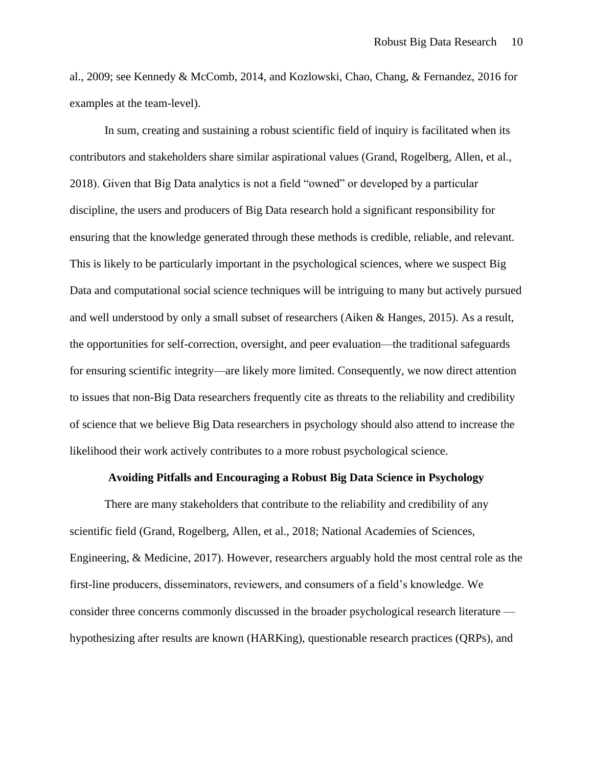al., 2009; see Kennedy & McComb, 2014, and Kozlowski, Chao, Chang, & Fernandez, 2016 for examples at the team-level).

In sum, creating and sustaining a robust scientific field of inquiry is facilitated when its contributors and stakeholders share similar aspirational values (Grand, Rogelberg, Allen, et al., 2018). Given that Big Data analytics is not a field "owned" or developed by a particular discipline, the users and producers of Big Data research hold a significant responsibility for ensuring that the knowledge generated through these methods is credible, reliable, and relevant. This is likely to be particularly important in the psychological sciences, where we suspect Big Data and computational social science techniques will be intriguing to many but actively pursued and well understood by only a small subset of researchers (Aiken & Hanges, 2015). As a result, the opportunities for self-correction, oversight, and peer evaluation—the traditional safeguards for ensuring scientific integrity—are likely more limited. Consequently, we now direct attention to issues that non-Big Data researchers frequently cite as threats to the reliability and credibility of science that we believe Big Data researchers in psychology should also attend to increase the likelihood their work actively contributes to a more robust psychological science.

## Avoiding Pitfalls and Encouraging a Robust Big Data Science in Psychology

There are many stakeholders that contribute to the reliability and credibility of any scientific field (Grand, Rogelberg, Allen, et al., 2018; National Academies of Sciences, Engineering, & Medicine, 2017). However, researchers arguably hold the most central role as the first-line producers, disseminators, reviewers, and consumers of a field's knowledge. We consider three concerns commonly discussed in the broader psychological research literature — hypothesizing after results are known (HARKing), questionable research practices (QRPs), and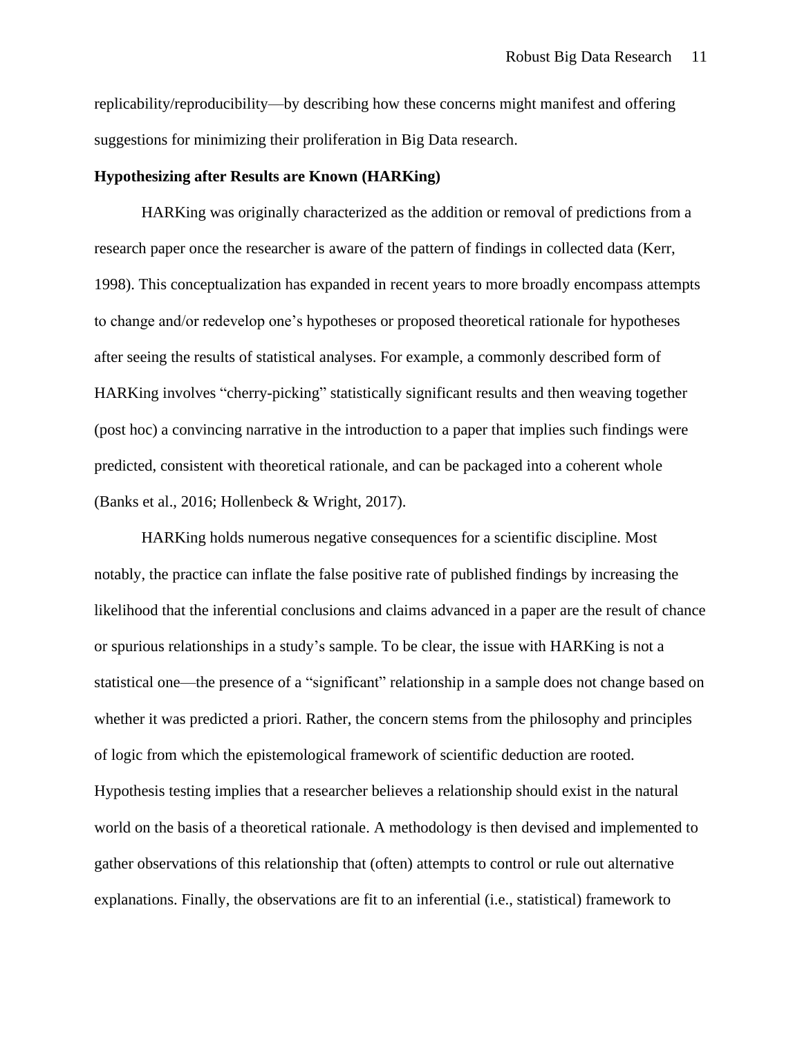replicability/reproducibility—by describing how these concerns might manifest and offering suggestions for minimizing their proliferation in Big Data research.

**Hypothesizing after Results are Known (HARKing)**

HARKing was originally characterized as the addition or removal of predictions from a research paper once the researcher is aware of the pattern of findings in collected data (Kerr, 1998). This conceptualization has expanded in recent years to more broadly encompass attempts to change and/or redevelop one's hypotheses or proposed theoretical rationale for hypotheses after seeing the results of statistical analyses. For example, a commonly described form of HARKing involves "cherry-picking" statistically significant results and then weaving together (post hoc) a convincing narrative in the introduction to a paper that implies such findings were predicted, consistent with theoretical rationale, and can be packaged into a coherent whole (Banks et al., 2016; Hollenbeck & Wright, 2017).

HARKing holds numerous negative consequences for a scientific discipline. Most notably, the practice can inflate the false positive rate of published findings by increasing the likelihood that the inferential conclusions and claims advanced in a paper are the result of chance or spurious relationships in a study's sample. To be clear, the issue with HARKing is not a statistical one—the presence of a "significant" relationship in a sample does not change based on whether it was predicted a priori. Rather, the concern stems from the philosophy and principles of logic from which the epistemological framework of scientific deduction are rooted. Hypothesis testing implies that a researcher believes a relationship should exist in the natural world on the basis of a theoretical rationale. A methodology is then devised and implemented to gather observations of this relationship that (often) attempts to control or rule out alternative explanations. Finally, the observations are fit to an inferential (i.e., statistical) framework to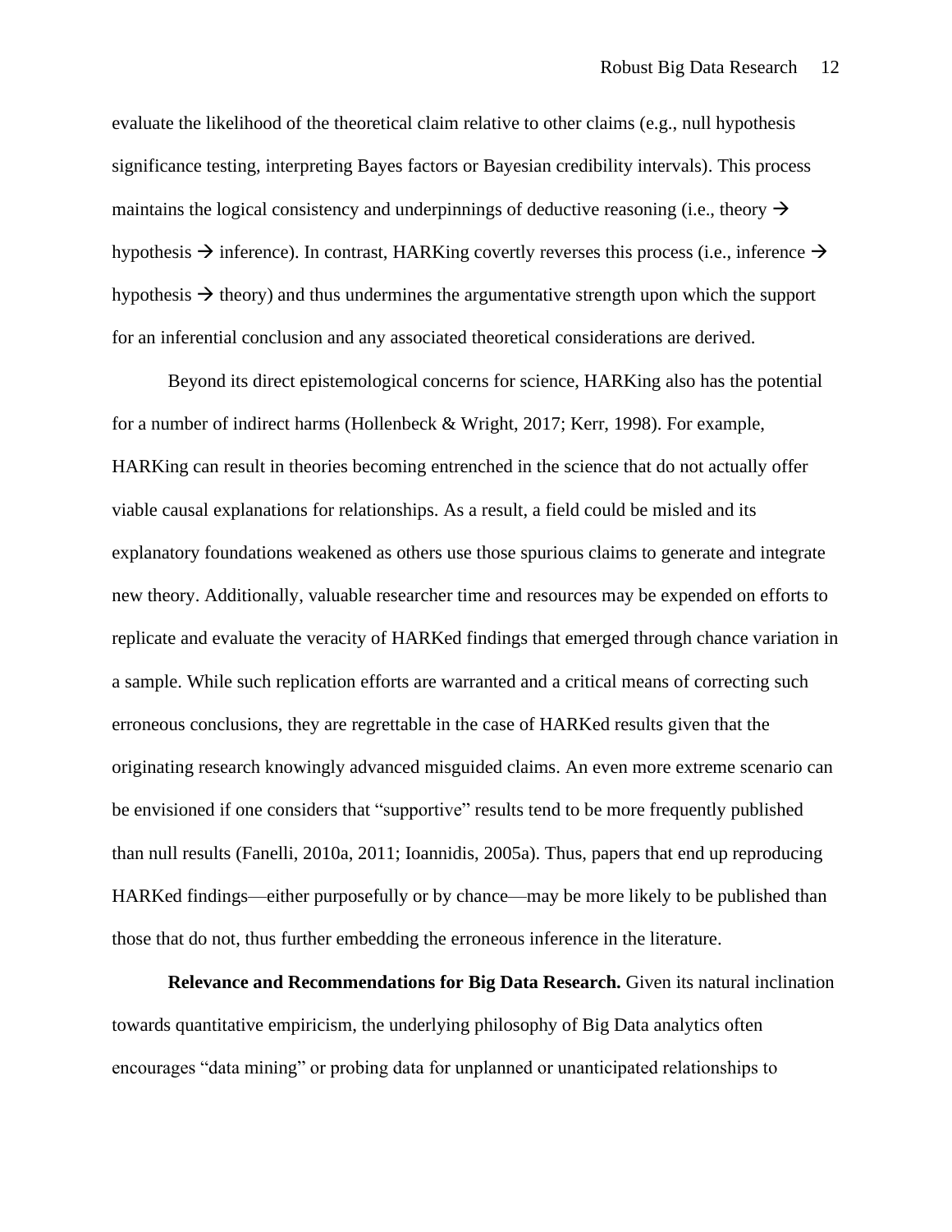evaluate the likelihood of the theoretical claim relative to other claims (e.g., null hypothesis significance testing, interpreting Bayes factors or Bayesian credibility intervals). This process maintains the logical consistency and underpinnings of deductive reasoning (i.e., theory → hypothesis → inference). In contrast, HARKing covertly reverses this process (i.e., inference → hypothesis → theory) and thus undermines the argumentative strength upon which the support for an inferential conclusion and any associated theoretical considerations are derived.

Beyond its direct epistemological concerns for science, HARKing also has the potential for a number of indirect harms (Hollenbeck & Wright, 2017; Kerr, 1998). For example, HARKing can result in theories becoming entrenched in the science that do not actually offer viable causal explanations for relationships. As a result, a field could be misled and its explanatory foundations weakened as others use those spurious claims to generate and integrate new theory. Additionally, valuable researcher time and resources may be expended on efforts to replicate and evaluate the veracity of HARKed findings that emerged through chance variation in a sample. While such replication efforts are warranted and a critical means of correcting such erroneous conclusions, they are regrettable in the case of HARKed results given that the originating research knowingly advanced misguided claims. An even more extreme scenario can be envisioned if one considers that "supportive" results tend to be more frequently published than null results (Fanelli, 2010a, 2011; Ioannidis, 2005a). Thus, papers that end up reproducing HARKed findings—either purposefully or by chance—may be more likely to be published than those that do not, thus further embedding the erroneous inference in the literature.

**Relevance and Recommendations for Big Data Research.** Given its natural inclination towards quantitative empiricism, the underlying philosophy of Big Data analytics often encourages "data mining" or probing data for unplanned or unanticipated relationships to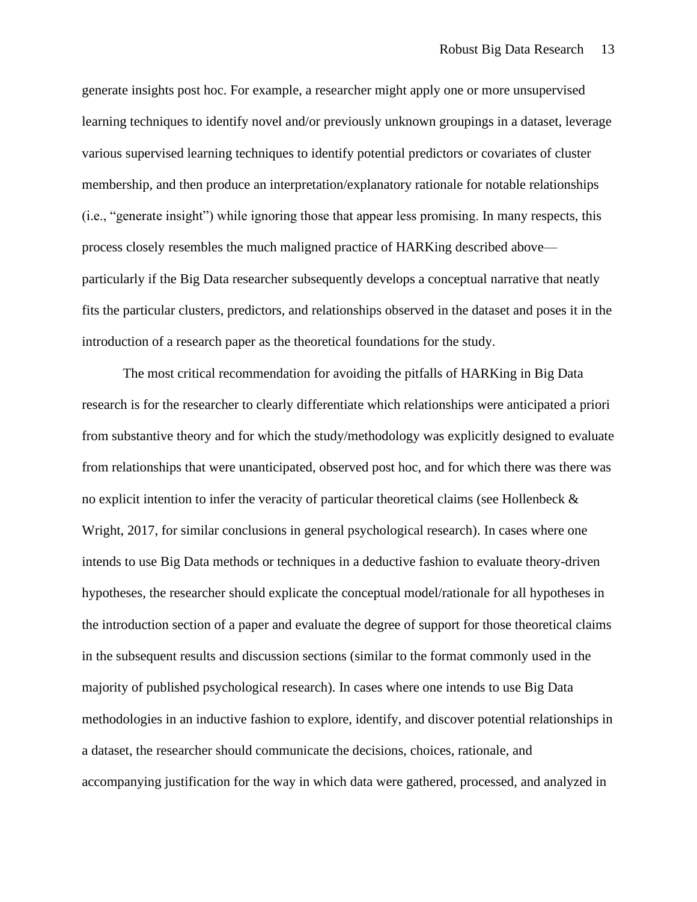generate insights post hoc. For example, a researcher might apply one or more unsupervised learning techniques to identify novel and/or previously unknown groupings in a dataset, leverage various supervised learning techniques to identify potential predictors or covariates of cluster membership, and then produce an interpretation/explanatory rationale for notable relationships (i.e., "generate insight") while ignoring those that appear less promising. In many respects, this process closely resembles the much maligned practice of HARKing described above—particularly if the Big Data researcher subsequently develops a conceptual narrative that neatly fits the particular clusters, predictors, and relationships observed in the dataset and poses it in the introduction of a research paper as the theoretical foundations for the study.

The most critical recommendation for avoiding the pitfalls of HARKing in Big Data research is for the researcher to clearly differentiate which relationships were anticipated a priori from substantive theory and for which the study/methodology was explicitly designed to evaluate from relationships that were unanticipated, observed post hoc, and for which there was there was no explicit intention to infer the veracity of particular theoretical claims (see Hollenbeck & Wright, 2017, for similar conclusions in general psychological research). In cases where one intends to use Big Data methods or techniques in a deductive fashion to evaluate theory-driven hypotheses, the researcher should explicate the conceptual model/rationale for all hypotheses in the introduction section of a paper and evaluate the degree of support for those theoretical claims in the subsequent results and discussion sections (similar to the format commonly used in the majority of published psychological research). In cases where one intends to use Big Data methodologies in an inductive fashion to explore, identify, and discover potential relationships in a dataset, the researcher should communicate the decisions, choices, rationale, and accompanying justification for the way in which data were gathered, processed, and analyzed in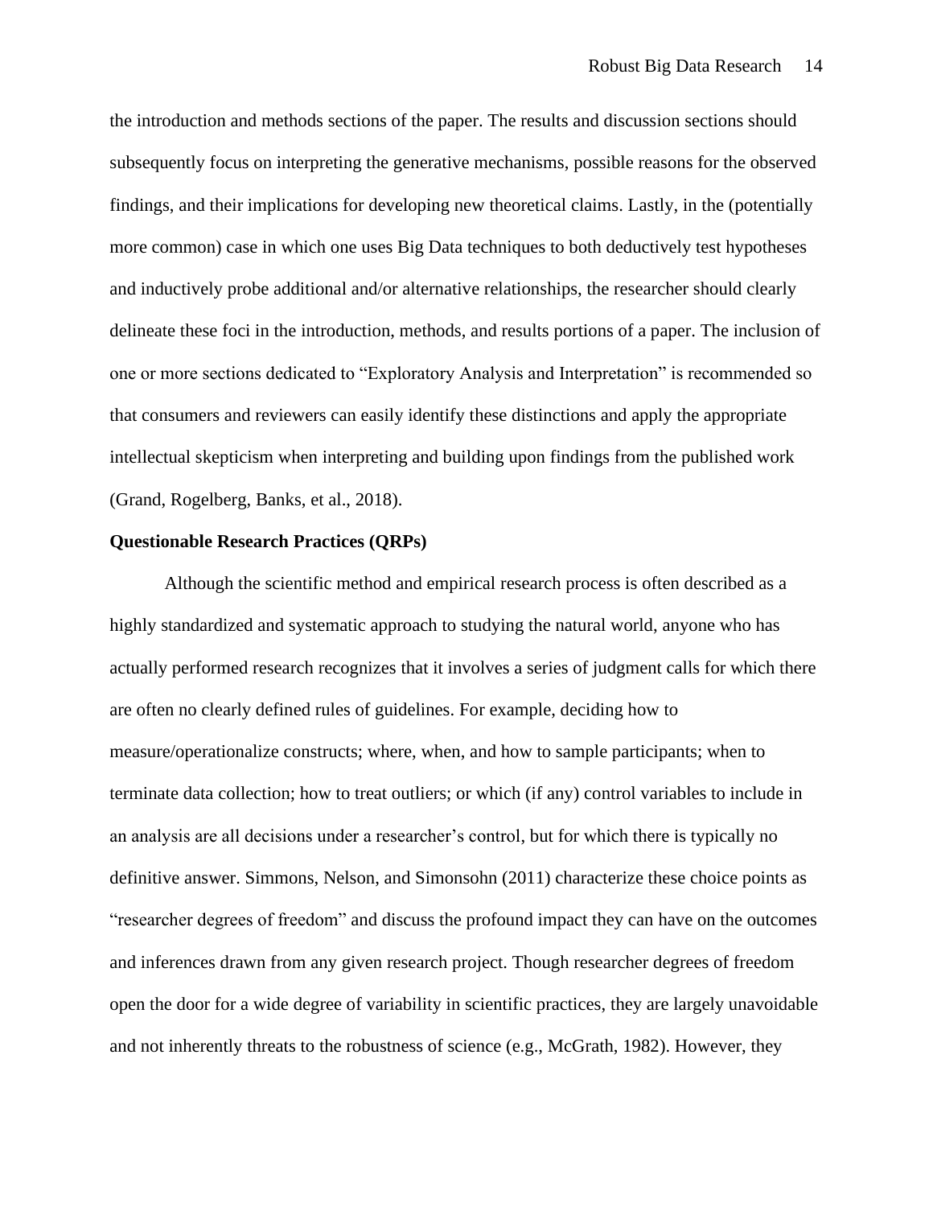the introduction and methods sections of the paper. The results and discussion sections should subsequently focus on interpreting the generative mechanisms, possible reasons for the observed findings, and their implications for developing new theoretical claims. Lastly, in the (potentially more common) case in which one uses Big Data techniques to both deductively test hypotheses and inductively probe additional and/or alternative relationships, the researcher should clearly delineate these foci in the introduction, methods, and results portions of a paper. The inclusion of one or more sections dedicated to "Exploratory Analysis and Interpretation" is recommended so that consumers and reviewers can easily identify these distinctions and apply the appropriate intellectual skepticism when interpreting and building upon findings from the published work (Grand, Rogelberg, Banks, et al., 2018).

**Questionable Research Practices (QRPs)**

Although the scientific method and empirical research process is often described as a highly standardized and systematic approach to studying the natural world, anyone who has actually performed research recognizes that it involves a series of judgment calls for which there are often no clearly defined rules of guidelines. For example, deciding how to measure/operationalize constructs; where, when, and how to sample participants; when to terminate data collection; how to treat outliers; or which (if any) control variables to include in an analysis are all decisions under a researcher's control, but for which there is typically no definitive answer. Simmons, Nelson, and Simonsohn (2011) characterize these choice points as "researcher degrees of freedom" and discuss the profound impact they can have on the outcomes and inferences drawn from any given research project. Though researcher degrees of freedom open the door for a wide degree of variability in scientific practices, they are largely unavoidable and not inherently threats to the robustness of science (e.g., McGrath, 1982). However, they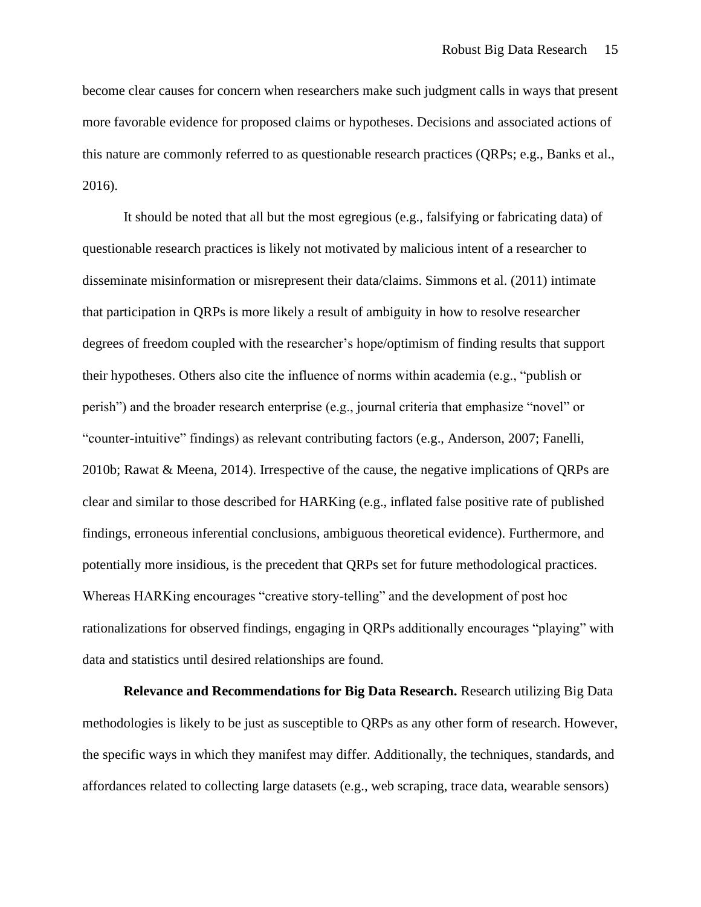become clear causes for concern when researchers make such judgment calls in ways that present more favorable evidence for proposed claims or hypotheses. Decisions and associated actions of this nature are commonly referred to as questionable research practices (QRPs; e.g., Banks et al., 2016).

It should be noted that all but the most egregious (e.g., falsifying or fabricating data) of questionable research practices is likely not motivated by malicious intent of a researcher to disseminate misinformation or misrepresent their data/claims. Simmons et al. (2011) intimate that participation in QRPs is more likely a result of ambiguity in how to resolve researcher degrees of freedom coupled with the researcher's hope/optimism of finding results that support their hypotheses. Others also cite the influence of norms within academia (e.g., "publish or perish") and the broader research enterprise (e.g., journal criteria that emphasize "novel" or "counter-intuitive" findings) as relevant contributing factors (e.g., Anderson, 2007; Fanelli, 2010b; Rawat & Meena, 2014). Irrespective of the cause, the negative implications of QRPs are clear and similar to those described for HARKing (e.g., inflated false positive rate of published findings, erroneous inferential conclusions, ambiguous theoretical evidence). Furthermore, and potentially more insidious, is the precedent that QRPs set for future methodological practices. Whereas HARKing encourages "creative story-telling" and the development of post hoc rationalizations for observed findings, engaging in QRPs additionally encourages "playing" with data and statistics until desired relationships are found.

**Relevance and Recommendations for Big Data Research.** Research utilizing Big Data methodologies is likely to be just as susceptible to QRPs as any other form of research. However, the specific ways in which they manifest may differ. Additionally, the techniques, standards, and affordances related to collecting large datasets (e.g., web scraping, trace data, wearable sensors)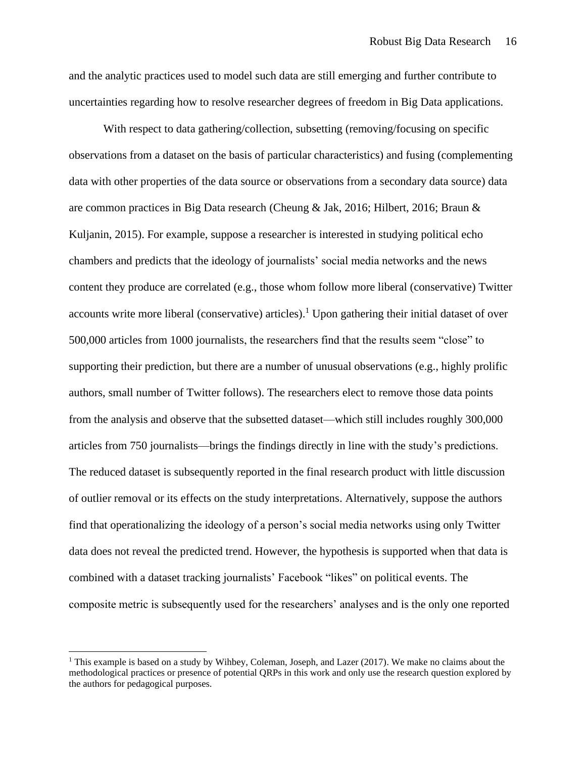and the analytic practices used to model such data are still emerging and further contribute to uncertainties regarding how to resolve researcher degrees of freedom in Big Data applications.

With respect to data gathering/collection, subsetting (removing/focusing on specific observations from a dataset on the basis of particular characteristics) and fusing (complementing data with other properties of the data source or observations from a secondary data source) data are common practices in Big Data research (Cheung & Jak, 2016; Hilbert, 2016; Braun & Kuljanin, 2015). For example, suppose a researcher is interested in studying political echo chambers and predicts that the ideology of journalists' social media networks and the news content they produce are correlated (e.g., those whom follow more liberal (conservative) Twitter accounts write more liberal (conservative) articles).[1] Upon gathering their initial dataset of over 500,000 articles from 1000 journalists, the researchers find that the results seem "close" to supporting their prediction, but there are a number of unusual observations (e.g., highly prolific authors, small number of Twitter follows). The researchers elect to remove those data points from the analysis and observe that the subsetted dataset—which still includes roughly 300,000 articles from 750 journalists—brings the findings directly in line with the study's predictions. The reduced dataset is subsequently reported in the final research product with little discussion of outlier removal or its effects on the study interpretations. Alternatively, suppose the authors find that operationalizing the ideology of a person's social media networks using only Twitter data does not reveal the predicted trend. However, the hypothesis is supported when that data is combined with a dataset tracking journalists' Facebook "likes" on political events. The composite metric is subsequently used for the researchers' analyses and is the only one reported

---

[1] This example is based on a study by Wihbey, Coleman, Joseph, and Lazer (2017). We make no claims about the methodological practices or presence of potential QRPs in this work and only use the research question explored by the authors for pedagogical purposes.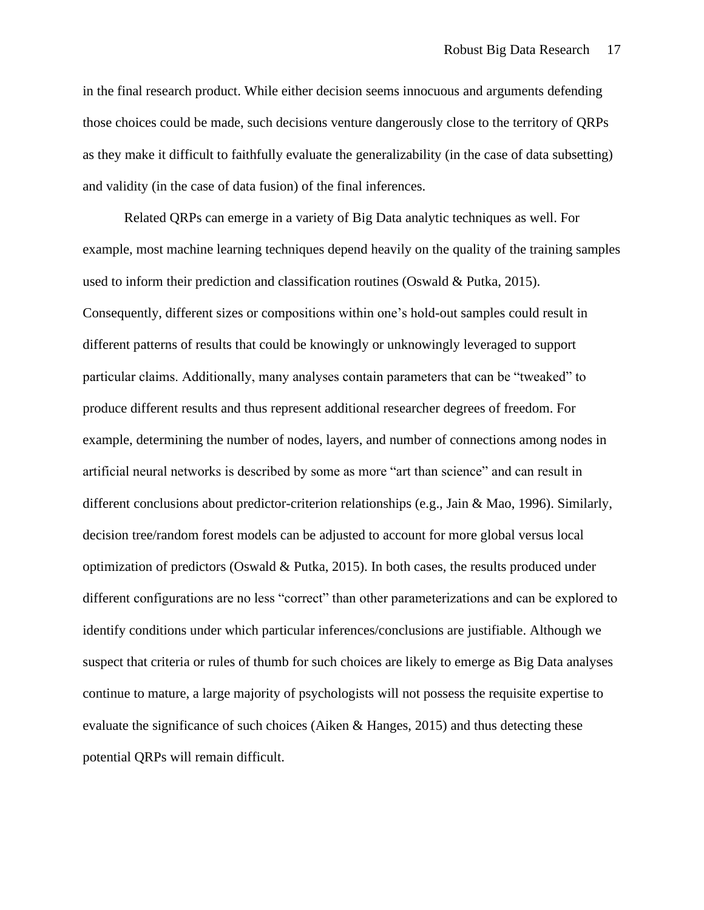in the final research product. While either decision seems innocuous and arguments defending those choices could be made, such decisions venture dangerously close to the territory of QRPs as they make it difficult to faithfully evaluate the generalizability (in the case of data subsetting) and validity (in the case of data fusion) of the final inferences.

Related QRPs can emerge in a variety of Big Data analytic techniques as well. For example, most machine learning techniques depend heavily on the quality of the training samples used to inform their prediction and classification routines (Oswald & Putka, 2015). Consequently, different sizes or compositions within one's hold-out samples could result in different patterns of results that could be knowingly or unknowingly leveraged to support particular claims. Additionally, many analyses contain parameters that can be "tweaked" to produce different results and thus represent additional researcher degrees of freedom. For example, determining the number of nodes, layers, and number of connections among nodes in artificial neural networks is described by some as more "art than science" and can result in different conclusions about predictor-criterion relationships (e.g., Jain & Mao, 1996). Similarly, decision tree/random forest models can be adjusted to account for more global versus local optimization of predictors (Oswald & Putka, 2015). In both cases, the results produced under different configurations are no less "correct" than other parameterizations and can be explored to identify conditions under which particular inferences/conclusions are justifiable. Although we suspect that criteria or rules of thumb for such choices are likely to emerge as Big Data analyses continue to mature, a large majority of psychologists will not possess the requisite expertise to evaluate the significance of such choices (Aiken & Hanges, 2015) and thus detecting these potential QRPs will remain difficult.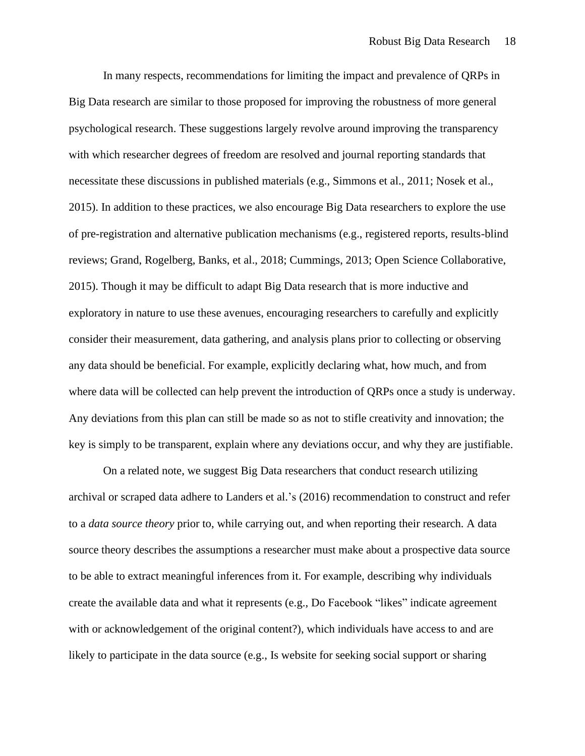In many respects, recommendations for limiting the impact and prevalence of QRPs in Big Data research are similar to those proposed for improving the robustness of more general psychological research. These suggestions largely revolve around improving the transparency with which researcher degrees of freedom are resolved and journal reporting standards that necessitate these discussions in published materials (e.g., Simmons et al., 2011; Nosek et al., 2015). In addition to these practices, we also encourage Big Data researchers to explore the use of pre-registration and alternative publication mechanisms (e.g., registered reports, results-blind reviews; Grand, Rogelberg, Banks, et al., 2018; Cummings, 2013; Open Science Collaborative, 2015). Though it may be difficult to adapt Big Data research that is more inductive and exploratory in nature to use these avenues, encouraging researchers to carefully and explicitly consider their measurement, data gathering, and analysis plans prior to collecting or observing any data should be beneficial. For example, explicitly declaring what, how much, and from where data will be collected can help prevent the introduction of QRPs once a study is underway. Any deviations from this plan can still be made so as not to stifle creativity and innovation; the key is simply to be transparent, explain where any deviations occur, and why they are justifiable.

On a related note, we suggest Big Data researchers that conduct research utilizing archival or scraped data adhere to Landers et al.'s (2016) recommendation to construct and refer to a *data source theory* prior to, while carrying out, and when reporting their research. A data source theory describes the assumptions a researcher must make about a prospective data source to be able to extract meaningful inferences from it. For example, describing why individuals create the available data and what it represents (e.g., Do Facebook "likes" indicate agreement with or acknowledgement of the original content?), which individuals have access to and are likely to participate in the data source (e.g., Is website for seeking social support or sharing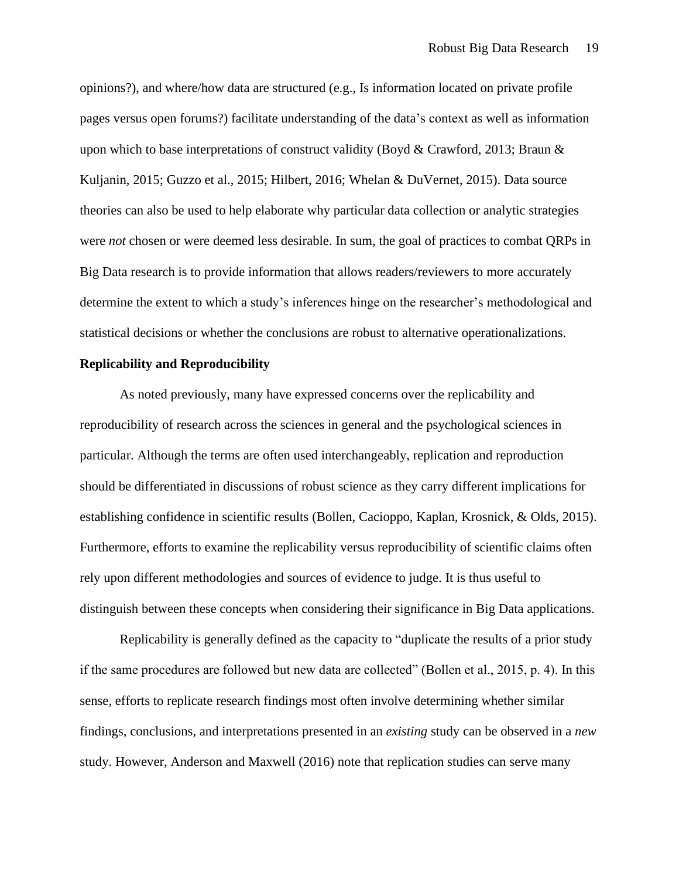opinions?), and where/how data are structured (e.g., Is information located on private profile pages versus open forums?) facilitate understanding of the data's context as well as information upon which to base interpretations of construct validity (Boyd & Crawford, 2013; Braun & Kuljanin, 2015; Guzzo et al., 2015; Hilbert, 2016; Whelan & DuVernet, 2015). Data source theories can also be used to help elaborate why particular data collection or analytic strategies were *not* chosen or were deemed less desirable. In sum, the goal of practices to combat QRPs in Big Data research is to provide information that allows readers/reviewers to more accurately determine the extent to which a study's inferences hinge on the researcher's methodological and statistical decisions or whether the conclusions are robust to alternative operationalizations.

**Replicability and Reproducibility**

As noted previously, many have expressed concerns over the replicability and reproducibility of research across the sciences in general and the psychological sciences in particular. Although the terms are often used interchangeably, replication and reproduction should be differentiated in discussions of robust science as they carry different implications for establishing confidence in scientific results (Bollen, Cacioppo, Kaplan, Krosnick, & Olds, 2015). Furthermore, efforts to examine the replicability versus reproducibility of scientific claims often rely upon different methodologies and sources of evidence to judge. It is thus useful to distinguish between these concepts when considering their significance in Big Data applications.

Replicability is generally defined as the capacity to "duplicate the results of a prior study if the same procedures are followed but new data are collected" (Bollen et al., 2015, p. 4). In this sense, efforts to replicate research findings most often involve determining whether similar findings, conclusions, and interpretations presented in an *existing* study can be observed in a *new* study. However, Anderson and Maxwell (2016) note that replication studies can serve many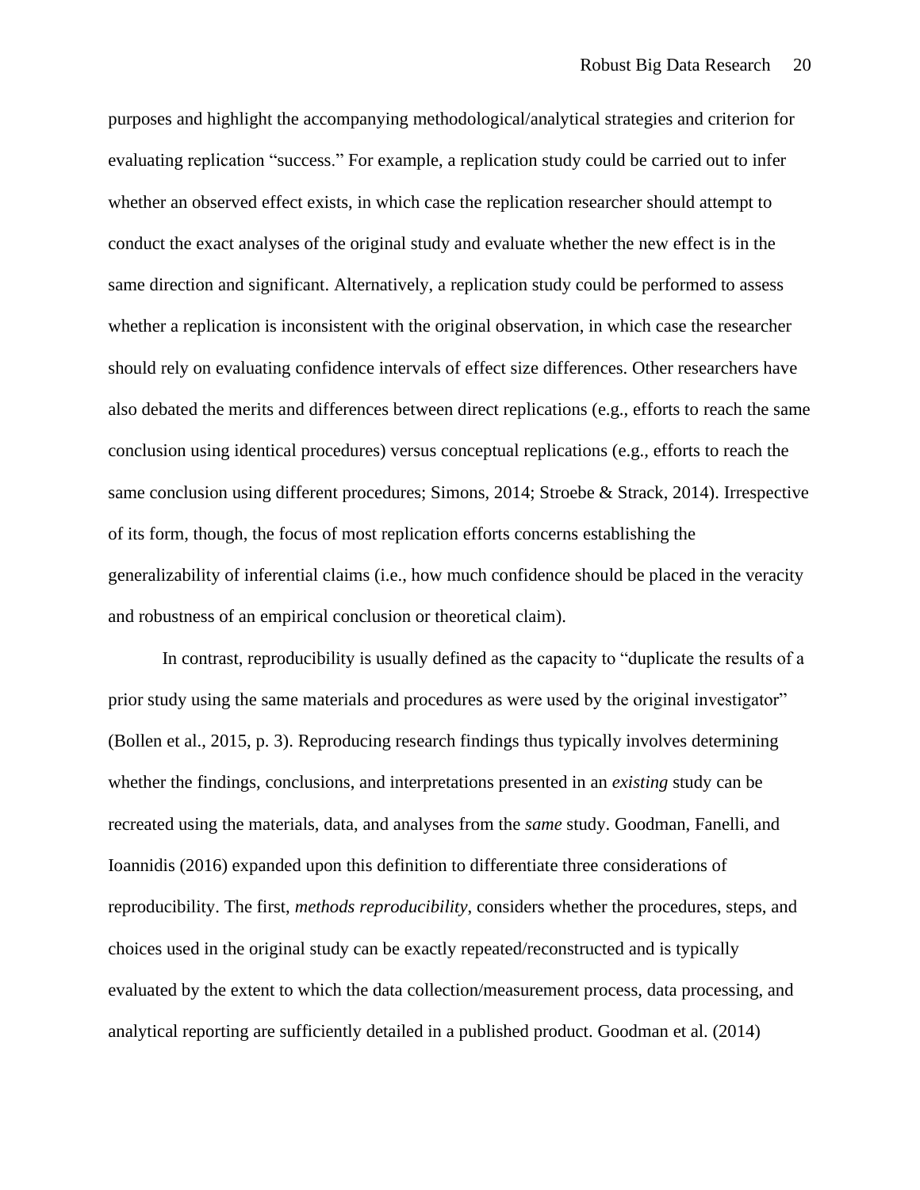purposes and highlight the accompanying methodological/analytical strategies and criterion for evaluating replication "success." For example, a replication study could be carried out to infer whether an observed effect exists, in which case the replication researcher should attempt to conduct the exact analyses of the original study and evaluate whether the new effect is in the same direction and significant. Alternatively, a replication study could be performed to assess whether a replication is inconsistent with the original observation, in which case the researcher should rely on evaluating confidence intervals of effect size differences. Other researchers have also debated the merits and differences between direct replications (e.g., efforts to reach the same conclusion using identical procedures) versus conceptual replications (e.g., efforts to reach the same conclusion using different procedures; Simons, 2014; Stroebe & Strack, 2014). Irrespective of its form, though, the focus of most replication efforts concerns establishing the generalizability of inferential claims (i.e., how much confidence should be placed in the veracity and robustness of an empirical conclusion or theoretical claim).

In contrast, reproducibility is usually defined as the capacity to "duplicate the results of a prior study using the same materials and procedures as were used by the original investigator" (Bollen et al., 2015, p. 3). Reproducing research findings thus typically involves determining whether the findings, conclusions, and interpretations presented in an *existing* study can be recreated using the materials, data, and analyses from the *same* study. Goodman, Fanelli, and Ioannidis (2016) expanded upon this definition to differentiate three considerations of reproducibility. The first, *methods reproducibility*, considers whether the procedures, steps, and choices used in the original study can be exactly repeated/reconstructed and is typically evaluated by the extent to which the data collection/measurement process, data processing, and analytical reporting are sufficiently detailed in a published product. Goodman et al. (2014)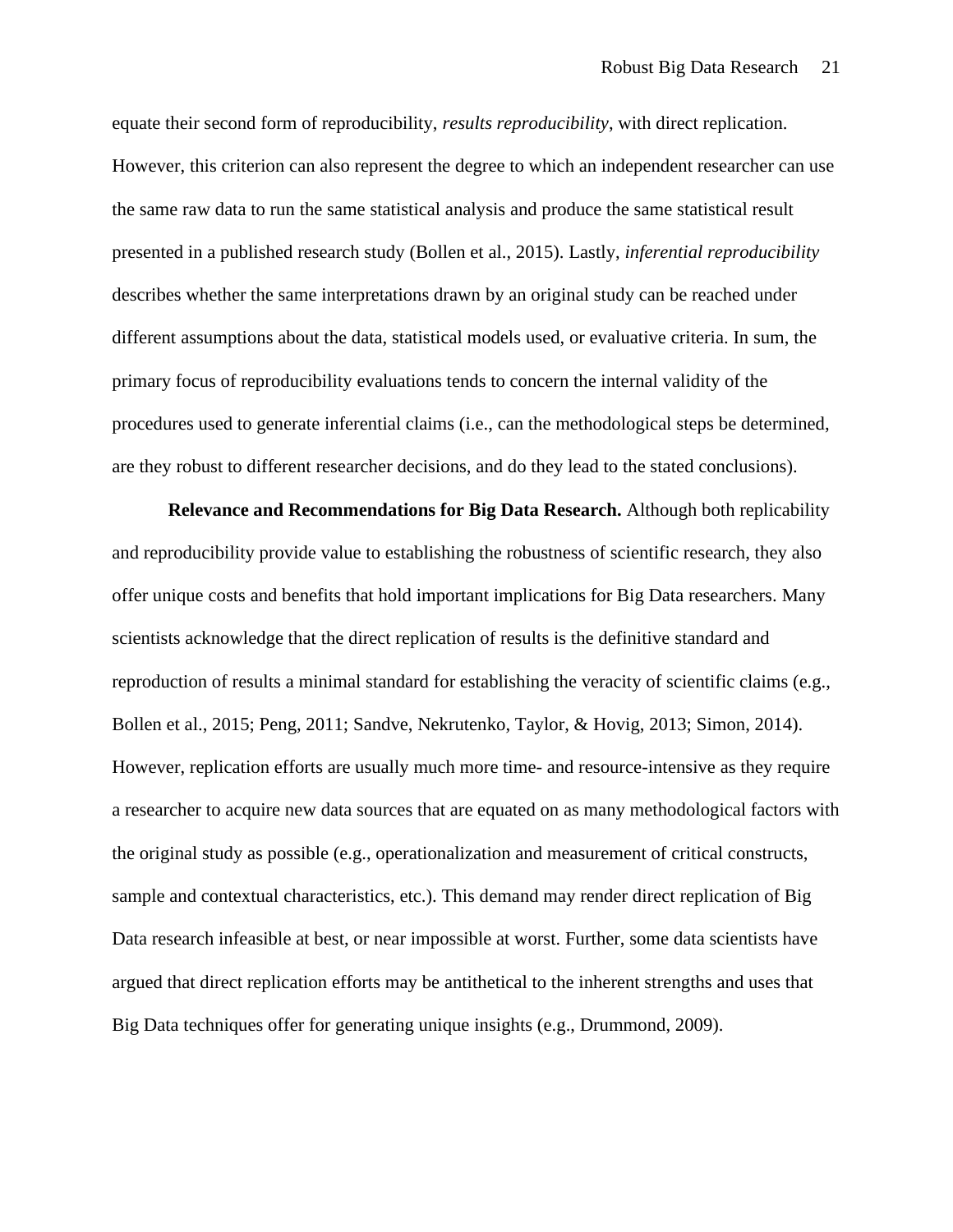equate their second form of reproducibility, *results reproducibility*, with direct replication. However, this criterion can also represent the degree to which an independent researcher can use the same raw data to run the same statistical analysis and produce the same statistical result presented in a published research study (Bollen et al., 2015). Lastly, *inferential reproducibility* describes whether the same interpretations drawn by an original study can be reached under different assumptions about the data, statistical models used, or evaluative criteria. In sum, the primary focus of reproducibility evaluations tends to concern the internal validity of the procedures used to generate inferential claims (i.e., can the methodological steps be determined, are they robust to different researcher decisions, and do they lead to the stated conclusions).

**Relevance and Recommendations for Big Data Research.** Although both replicability and reproducibility provide value to establishing the robustness of scientific research, they also offer unique costs and benefits that hold important implications for Big Data researchers. Many scientists acknowledge that the direct replication of results is the definitive standard and reproduction of results a minimal standard for establishing the veracity of scientific claims (e.g., Bollen et al., 2015; Peng, 2011; Sandve, Nekrutenko, Taylor, & Hovig, 2013; Simon, 2014). However, replication efforts are usually much more time- and resource-intensive as they require a researcher to acquire new data sources that are equated on as many methodological factors with the original study as possible (e.g., operationalization and measurement of critical constructs, sample and contextual characteristics, etc.). This demand may render direct replication of Big Data research infeasible at best, or near impossible at worst. Further, some data scientists have argued that direct replication efforts may be antithetical to the inherent strengths and uses that Big Data techniques offer for generating unique insights (e.g., Drummond, 2009).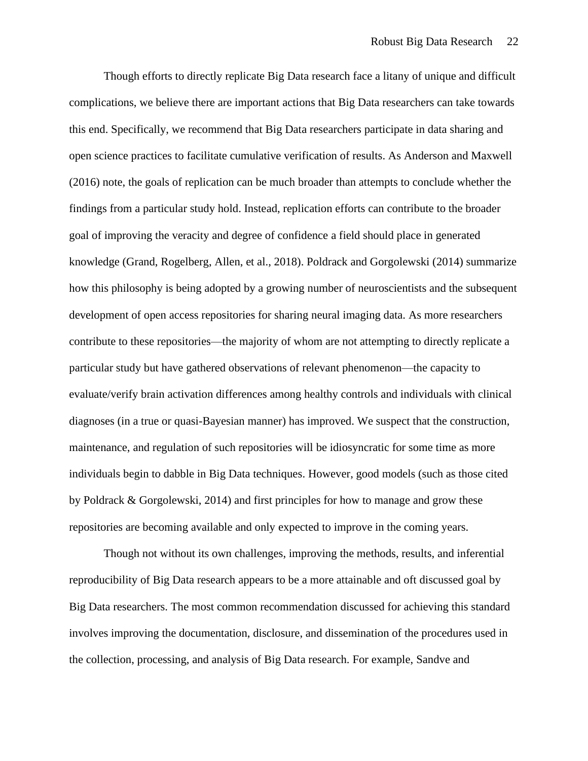Though efforts to directly replicate Big Data research face a litany of unique and difficult complications, we believe there are important actions that Big Data researchers can take towards this end. Specifically, we recommend that Big Data researchers participate in data sharing and open science practices to facilitate cumulative verification of results. As Anderson and Maxwell (2016) note, the goals of replication can be much broader than attempts to conclude whether the findings from a particular study hold. Instead, replication efforts can contribute to the broader goal of improving the veracity and degree of confidence a field should place in generated knowledge (Grand, Rogelberg, Allen, et al., 2018). Poldrack and Gorgolewski (2014) summarize how this philosophy is being adopted by a growing number of neuroscientists and the subsequent development of open access repositories for sharing neural imaging data. As more researchers contribute to these repositories—the majority of whom are not attempting to directly replicate a particular study but have gathered observations of relevant phenomenon—the capacity to evaluate/verify brain activation differences among healthy controls and individuals with clinical diagnoses (in a true or quasi-Bayesian manner) has improved. We suspect that the construction, maintenance, and regulation of such repositories will be idiosyncratic for some time as more individuals begin to dabble in Big Data techniques. However, good models (such as those cited by Poldrack & Gorgolewski, 2014) and first principles for how to manage and grow these repositories are becoming available and only expected to improve in the coming years.

Though not without its own challenges, improving the methods, results, and inferential reproducibility of Big Data research appears to be a more attainable and oft discussed goal by Big Data researchers. The most common recommendation discussed for achieving this standard involves improving the documentation, disclosure, and dissemination of the procedures used in the collection, processing, and analysis of Big Data research. For example, Sandve and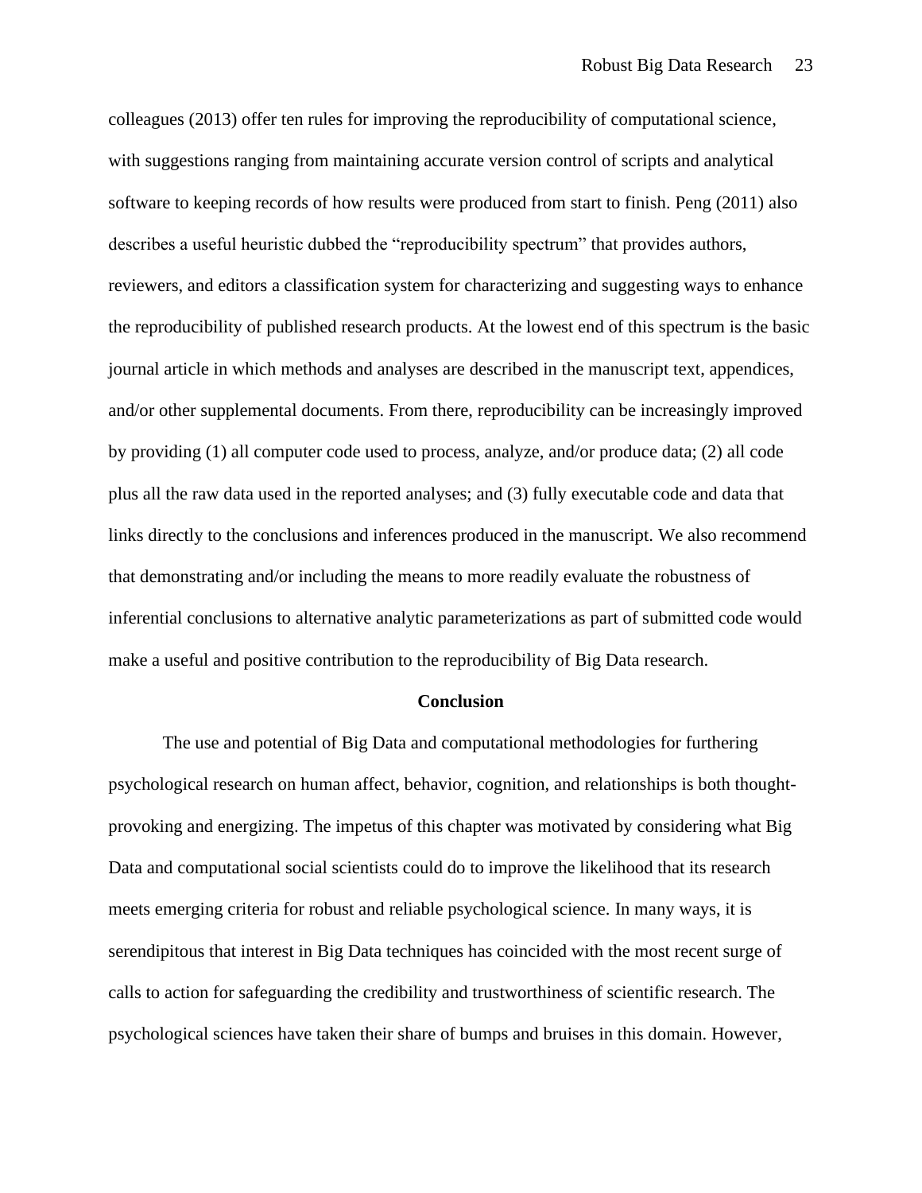colleagues (2013) offer ten rules for improving the reproducibility of computational science, with suggestions ranging from maintaining accurate version control of scripts and analytical software to keeping records of how results were produced from start to finish. Peng (2011) also describes a useful heuristic dubbed the "reproducibility spectrum" that provides authors, reviewers, and editors a classification system for characterizing and suggesting ways to enhance the reproducibility of published research products. At the lowest end of this spectrum is the basic journal article in which methods and analyses are described in the manuscript text, appendices, and/or other supplemental documents. From there, reproducibility can be increasingly improved by providing (1) all computer code used to process, analyze, and/or produce data; (2) all code plus all the raw data used in the reported analyses; and (3) fully executable code and data that links directly to the conclusions and inferences produced in the manuscript. We also recommend that demonstrating and/or including the means to more readily evaluate the robustness of inferential conclusions to alternative analytic parameterizations as part of submitted code would make a useful and positive contribution to the reproducibility of Big Data research.

## Conclusion

The use and potential of Big Data and computational methodologies for furthering psychological research on human affect, behavior, cognition, and relationships is both thought-provoking and energizing. The impetus of this chapter was motivated by considering what Big Data and computational social scientists could do to improve the likelihood that its research meets emerging criteria for robust and reliable psychological science. In many ways, it is serendipitous that interest in Big Data techniques has coincided with the most recent surge of calls to action for safeguarding the credibility and trustworthiness of scientific research. The psychological sciences have taken their share of bumps and bruises in this domain. However,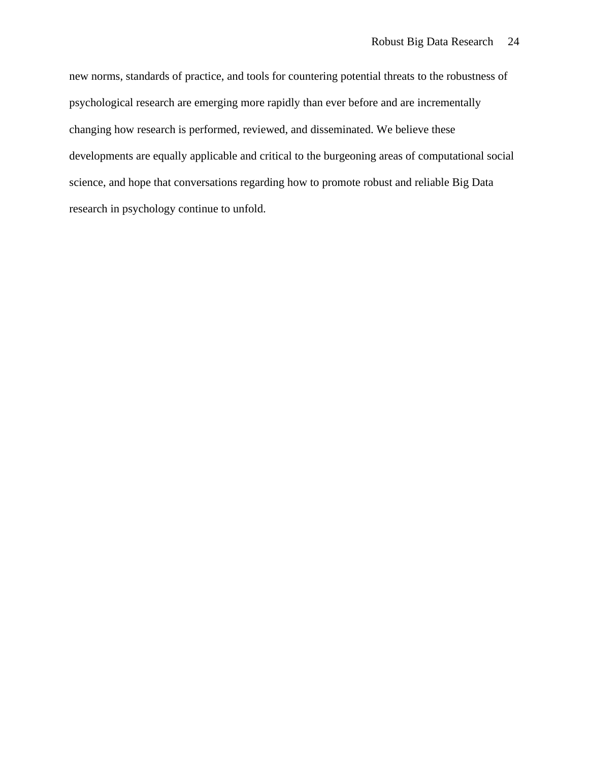new norms, standards of practice, and tools for countering potential threats to the robustness of psychological research are emerging more rapidly than ever before and are incrementally changing how research is performed, reviewed, and disseminated. We believe these developments are equally applicable and critical to the burgeoning areas of computational social science, and hope that conversations regarding how to promote robust and reliable Big Data research in psychology continue to unfold.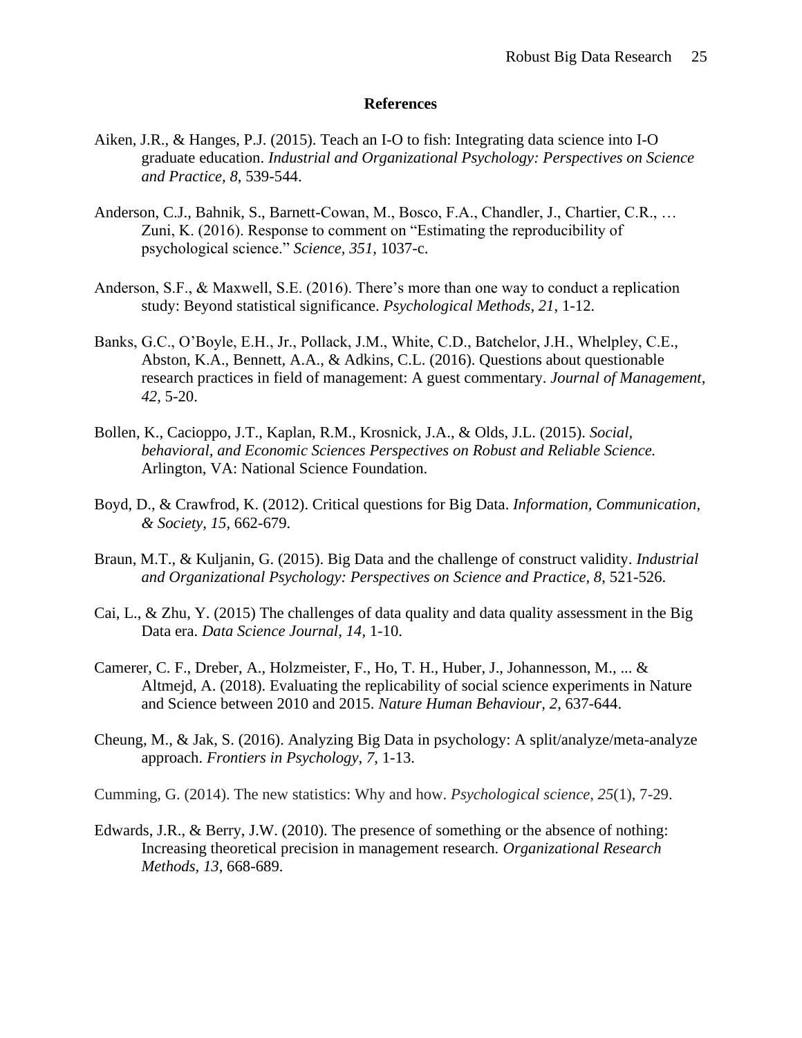## References

Aiken, J.R., & Hanges, P.J. (2015). Teach an I-O to fish: Integrating data science into I-O graduate education. *Industrial and Organizational Psychology: Perspectives on Science and Practice, 8*, 539-544.

Anderson, C.J., Bahnik, S., Barnett-Cowan, M., Bosco, F.A., Chandler, J., Chartier, C.R., … Zuni, K. (2016). Response to comment on "Estimating the reproducibility of psychological science." *Science, 351,* 1037-c.

Anderson, S.F., & Maxwell, S.E. (2016). There's more than one way to conduct a replication study: Beyond statistical significance. *Psychological Methods, 21,* 1-12.

Banks, G.C., O'Boyle, E.H., Jr., Pollack, J.M., White, C.D., Batchelor, J.H., Whelpley, C.E., Abston, K.A., Bennett, A.A., & Adkins, C.L. (2016). Questions about questionable research practices in field of management: A guest commentary. *Journal of Management, 42*, 5-20.

Bollen, K., Cacioppo, J.T., Kaplan, R.M., Krosnick, J.A., & Olds, J.L. (2015). *Social, behavioral, and Economic Sciences Perspectives on Robust and Reliable Science.* Arlington, VA: National Science Foundation.

Boyd, D., & Crawfrod, K. (2012). Critical questions for Big Data. *Information, Communication, & Society, 15*, 662-679.

Braun, M.T., & Kuljanin, G. (2015). Big Data and the challenge of construct validity. *Industrial and Organizational Psychology: Perspectives on Science and Practice, 8,* 521-526.

Cai, L., & Zhu, Y. (2015) The challenges of data quality and data quality assessment in the Big Data era. *Data Science Journal, 14*, 1-10.

Camerer, C. F., Dreber, A., Holzmeister, F., Ho, T. H., Huber, J., Johannesson, M., ... & Altmejd, A. (2018). Evaluating the replicability of social science experiments in Nature and Science between 2010 and 2015. *Nature Human Behaviour, 2*, 637-644.

Cheung, M., & Jak, S. (2016). Analyzing Big Data in psychology: A split/analyze/meta-analyze approach. *Frontiers in Psychology, 7,* 1-13.

Cumming, G. (2014). The new statistics: Why and how. *Psychological science*, *25*(1), 7-29.

Edwards, J.R., & Berry, J.W. (2010). The presence of something or the absence of nothing: Increasing theoretical precision in management research. *Organizational Research Methods, 13*, 668-689.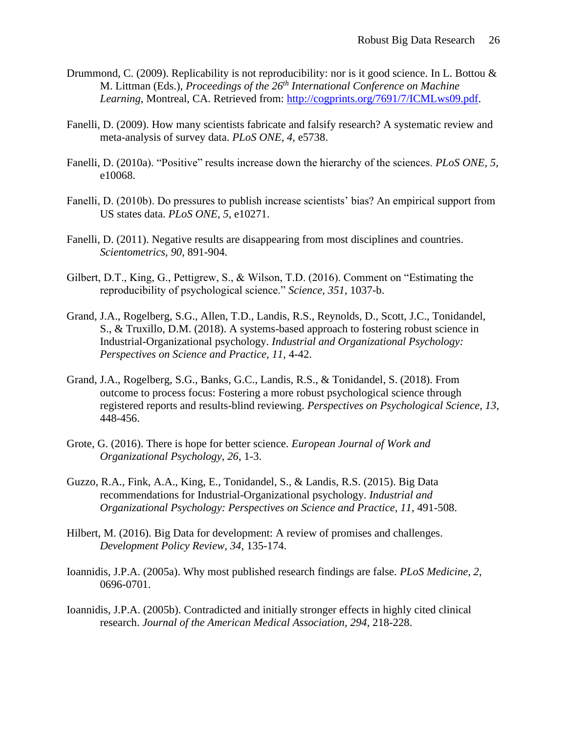Drummond, C. (2009). Replicability is not reproducibility: nor is it good science. In L. Bottou & M. Littman (Eds.), *Proceedings of the 26th International Conference on Machine Learning*, Montreal, CA. Retrieved from: http://cogprints.org/7691/7/ICMLws09.pdf.

Fanelli, D. (2009). How many scientists fabricate and falsify research? A systematic review and meta-analysis of survey data. *PLoS ONE, 4,* e5738.

Fanelli, D. (2010a). "Positive" results increase down the hierarchy of the sciences. *PLoS ONE, 5*, e10068.

Fanelli, D. (2010b). Do pressures to publish increase scientists' bias? An empirical support from US states data. *PLoS ONE, 5*, e10271.

Fanelli, D. (2011). Negative results are disappearing from most disciplines and countries. *Scientometrics, 90*, 891-904.

Gilbert, D.T., King, G., Pettigrew, S., & Wilson, T.D. (2016). Comment on "Estimating the reproducibility of psychological science." *Science, 351*, 1037-b.

Grand, J.A., Rogelberg, S.G., Allen, T.D., Landis, R.S., Reynolds, D., Scott, J.C., Tonidandel, S., & Truxillo, D.M. (2018). A systems-based approach to fostering robust science in Industrial-Organizational psychology. *Industrial and Organizational Psychology: Perspectives on Science and Practice, 11*, 4-42.

Grand, J.A., Rogelberg, S.G., Banks, G.C., Landis, R.S., & Tonidandel, S. (2018). From outcome to process focus: Fostering a more robust psychological science through registered reports and results-blind reviewing. *Perspectives on Psychological Science, 13*, 448-456.

Grote, G. (2016). There is hope for better science. *European Journal of Work and Organizational Psychology, 26*, 1-3.

Guzzo, R.A., Fink, A.A., King, E., Tonidandel, S., & Landis, R.S. (2015). Big Data recommendations for Industrial-Organizational psychology. *Industrial and Organizational Psychology: Perspectives on Science and Practice, 11*, 491-508.

Hilbert, M. (2016). Big Data for development: A review of promises and challenges. *Development Policy Review, 34*, 135-174.

Ioannidis, J.P.A. (2005a). Why most published research findings are false. *PLoS Medicine, 2*, 0696-0701.

Ioannidis, J.P.A. (2005b). Contradicted and initially stronger effects in highly cited clinical research. *Journal of the American Medical Association, 294*, 218-228.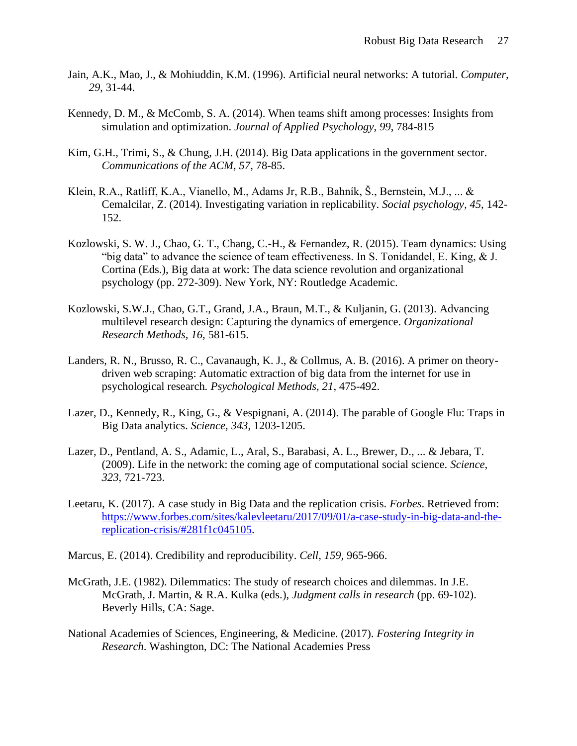Jain, A.K., Mao, J., & Mohiuddin, K.M. (1996). Artificial neural networks: A tutorial. *Computer, 29*, 31-44.

Kennedy, D. M., & McComb, S. A. (2014). When teams shift among processes: Insights from simulation and optimization. *Journal of Applied Psychology*, *99*, 784-815

Kim, G.H., Trimi, S., & Chung, J.H. (2014). Big Data applications in the government sector. *Communications of the ACM, 57*, 78-85.

Klein, R.A., Ratliff, K.A., Vianello, M., Adams Jr, R.B., Bahník, Š., Bernstein, M.J., ... & Cemalcilar, Z. (2014). Investigating variation in replicability. *Social psychology*, *45*, 142-152.

Kozlowski, S. W. J., Chao, G. T., Chang, C.-H., & Fernandez, R. (2015). Team dynamics: Using "big data" to advance the science of team effectiveness. In S. Tonidandel, E. King, & J. Cortina (Eds.), Big data at work: The data science revolution and organizational psychology (pp. 272-309). New York, NY: Routledge Academic.

Kozlowski, S.W.J., Chao, G.T., Grand, J.A., Braun, M.T., & Kuljanin, G. (2013). Advancing multilevel research design: Capturing the dynamics of emergence. *Organizational Research Methods, 16*, 581-615.

Landers, R. N., Brusso, R. C., Cavanaugh, K. J., & Collmus, A. B. (2016). A primer on theory-driven web scraping: Automatic extraction of big data from the internet for use in psychological research*. Psychological Methods, 21*, 475-492.

Lazer, D., Kennedy, R., King, G., & Vespignani, A. (2014). The parable of Google Flu: Traps in Big Data analytics. *Science, 343*, 1203-1205.

Lazer, D., Pentland, A. S., Adamic, L., Aral, S., Barabasi, A. L., Brewer, D., ... & Jebara, T. (2009). Life in the network: the coming age of computational social science. *Science*, *323*, 721-723.

Leetaru, K. (2017). A case study in Big Data and the replication crisis. *Forbes*. Retrieved from: https://www.forbes.com/sites/kalevleetaru/2017/09/01/a-case-study-in-big-data-and-the-replication-crisis/#281f1c045105.

Marcus, E. (2014). Credibility and reproducibility. *Cell, 159*, 965-966.

McGrath, J.E. (1982). Dilemmatics: The study of research choices and dilemmas. In J.E. McGrath, J. Martin, & R.A. Kulka (eds.), *Judgment calls in research* (pp. 69-102). Beverly Hills, CA: Sage.

National Academies of Sciences, Engineering, & Medicine. (2017). *Fostering Integrity in Research*. Washington, DC: The National Academies Press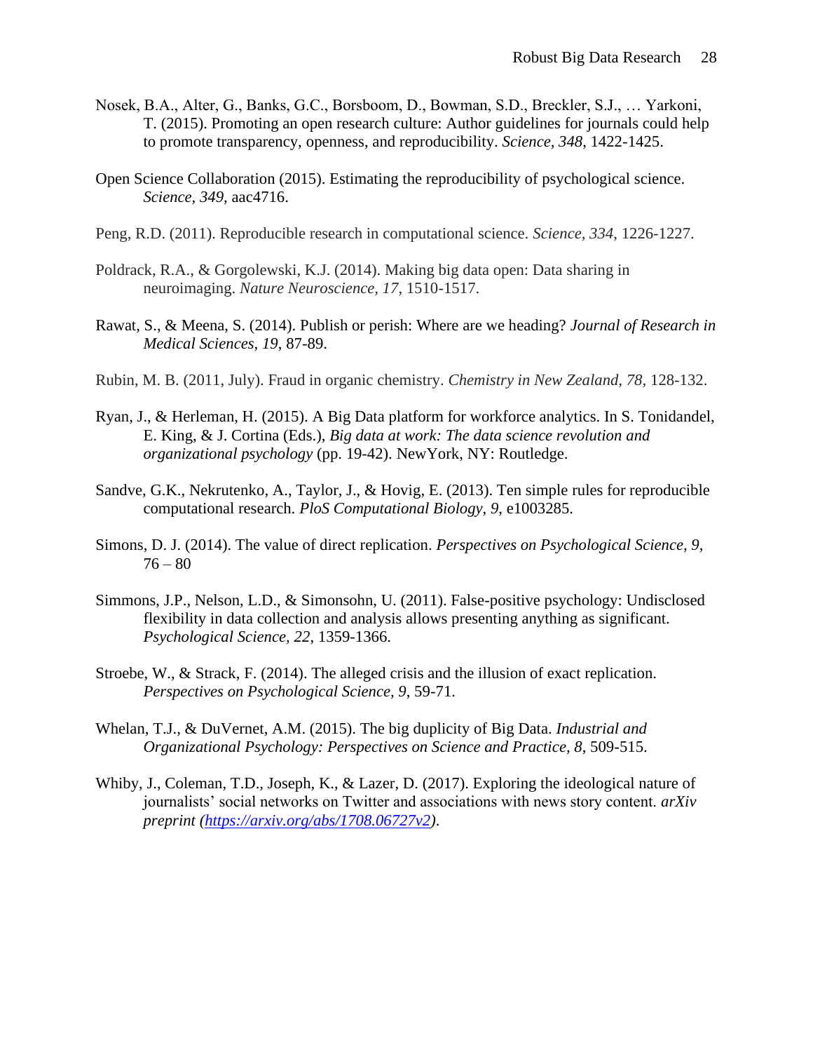Nosek, B.A., Alter, G., Banks, G.C., Borsboom, D., Bowman, S.D., Breckler, S.J., … Yarkoni, T. (2015). Promoting an open research culture: Author guidelines for journals could help to promote transparency, openness, and reproducibility. *Science, 348*, 1422-1425.

Open Science Collaboration (2015). Estimating the reproducibility of psychological science. *Science, 349*, aac4716.

Peng, R.D. (2011). Reproducible research in computational science. *Science, 334*, 1226-1227.

Poldrack, R.A., & Gorgolewski, K.J. (2014). Making big data open: Data sharing in neuroimaging. *Nature Neuroscience, 17*, 1510-1517.

Rawat, S., & Meena, S. (2014). Publish or perish: Where are we heading? *Journal of Research in Medical Sciences, 19*, 87-89.

Rubin, M. B. (2011, July). Fraud in organic chemistry. *Chemistry in New Zealand, 78*, 128-132.

Ryan, J., & Herleman, H. (2015). A Big Data platform for workforce analytics. In S. Tonidandel, E. King, & J. Cortina (Eds.), *Big data at work: The data science revolution and organizational psychology* (pp. 19-42). NewYork, NY: Routledge.

Sandve, G.K., Nekrutenko, A., Taylor, J., & Hovig, E. (2013). Ten simple rules for reproducible computational research. *PloS Computational Biology, 9*, e1003285.

Simons, D. J. (2014). The value of direct replication. *Perspectives on Psychological Science, 9*, 76 – 80

Simmons, J.P., Nelson, L.D., & Simonsohn, U. (2011). False-positive psychology: Undisclosed flexibility in data collection and analysis allows presenting anything as significant. *Psychological Science, 22*, 1359-1366.

Stroebe, W., & Strack, F. (2014). The alleged crisis and the illusion of exact replication. *Perspectives on Psychological Science, 9*, 59-71.

Whelan, T.J., & DuVernet, A.M. (2015). The big duplicity of Big Data. *Industrial and Organizational Psychology: Perspectives on Science and Practice, 8*, 509-515.

Whiby, J., Coleman, T.D., Joseph, K., & Lazer, D. (2017). Exploring the ideological nature of journalists' social networks on Twitter and associations with news story content. *arXiv preprint (https://arxiv.org/abs/1708.06727v2).*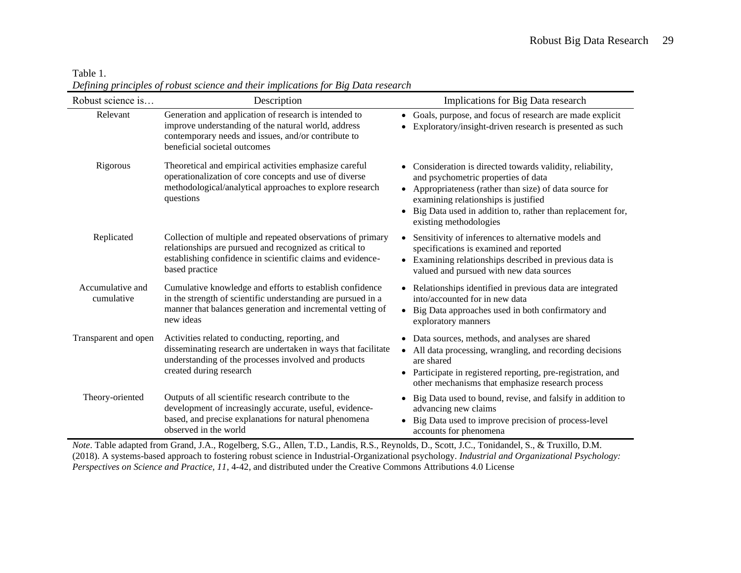Table 1.

*Defining principles of robust science and their implications for Big Data research*

| Robust science is… | Description | Implications for Big Data research |
|---|---|---|
| Relevant | Generation and application of research is intended to improve understanding of the natural world, address contemporary needs and issues, and/or contribute to beneficial societal outcomes | • Goals, purpose, and focus of research are made explicit<br>• Exploratory/insight-driven research is presented as such |
| Rigorous | Theoretical and empirical activities emphasize careful operationalization of core concepts and use of diverse methodological/analytical approaches to explore research questions | • Consideration is directed towards validity, reliability, and psychometric properties of data<br>• Appropriateness (rather than size) of data source for examining relationships is justified<br>• Big Data used in addition to, rather than replacement for, existing methodologies |
| Replicated | Collection of multiple and repeated observations of primary relationships are pursued and recognized as critical to establishing confidence in scientific claims and evidence-based practice | • Sensitivity of inferences to alternative models and specifications is examined and reported<br>• Examining relationships described in previous data is valued and pursued with new data sources |
| Accumulative and cumulative | Cumulative knowledge and efforts to establish confidence in the strength of scientific understanding are pursued in a manner that balances generation and incremental vetting of new ideas | • Relationships identified in previous data are integrated into/accounted for in new data<br>• Big Data approaches used in both confirmatory and exploratory manners |
| Transparent and open | Activities related to conducting, reporting, and disseminating research are undertaken in ways that facilitate understanding of the processes involved and products created during research | • Data sources, methods, and analyses are shared<br>• All data processing, wrangling, and recording decisions are shared<br>• Participate in registered reporting, pre-registration, and other mechanisms that emphasize research process |
| Theory-oriented | Outputs of all scientific research contribute to the development of increasingly accurate, useful, evidence-based, and precise explanations for natural phenomena observed in the world | • Big Data used to bound, revise, and falsify in addition to advancing new claims<br>• Big Data used to improve precision of process-level accounts for phenomena |

*Note*. Table adapted from Grand, J.A., Rogelberg, S.G., Allen, T.D., Landis, R.S., Reynolds, D., Scott, J.C., Tonidandel, S., & Truxillo, D.M. (2018). A systems-based approach to fostering robust science in Industrial-Organizational psychology. *Industrial and Organizational Psychology: Perspectives on Science and Practice, 11*, 4-42, and distributed under the Creative Commons Attributions 4.0 License